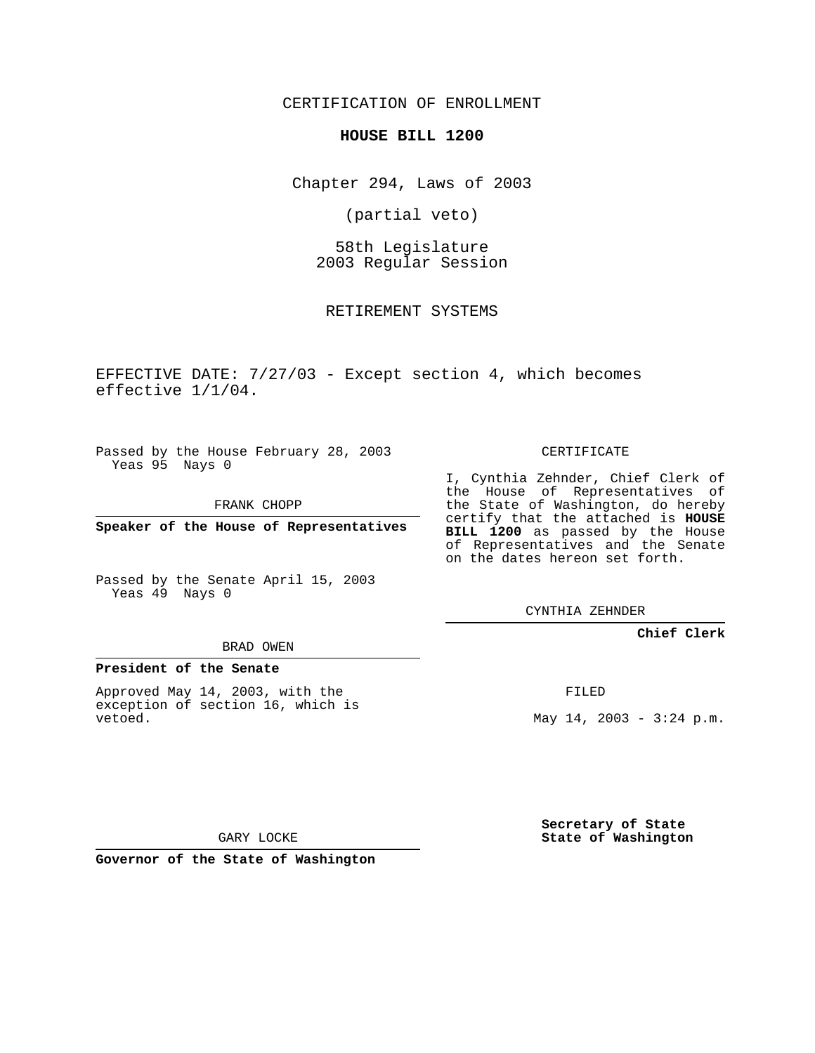CERTIFICATION OF ENROLLMENT

**HOUSE BILL 1200**

Chapter 294, Laws of 2003

(partial veto)

58th Legislature
2003 Regular Session

RETIREMENT SYSTEMS

EFFECTIVE DATE: 7/27/03 - Except section 4, which becomes effective 1/1/04.

Passed by the House February 28, 2003
Yeas 95 Nays 0

FRANK CHOPP

**Speaker of the House of Representatives**

Passed by the Senate April 15, 2003
Yeas 49 Nays 0

BRAD OWEN

**President of the Senate**

Approved May 14, 2003, with the exception of section 16, which is vetoed.

GARY LOCKE

**Governor of the State of Washington**

CERTIFICATE

I, Cynthia Zehnder, Chief Clerk of the House of Representatives of the State of Washington, do hereby certify that the attached is **HOUSE BILL 1200** as passed by the House of Representatives and the Senate on the dates hereon set forth.

CYNTHIA ZEHNDER

**Chief Clerk**

FILED

May 14, 2003 - 3:24 p.m.

**Secretary of State**
**State of Washington**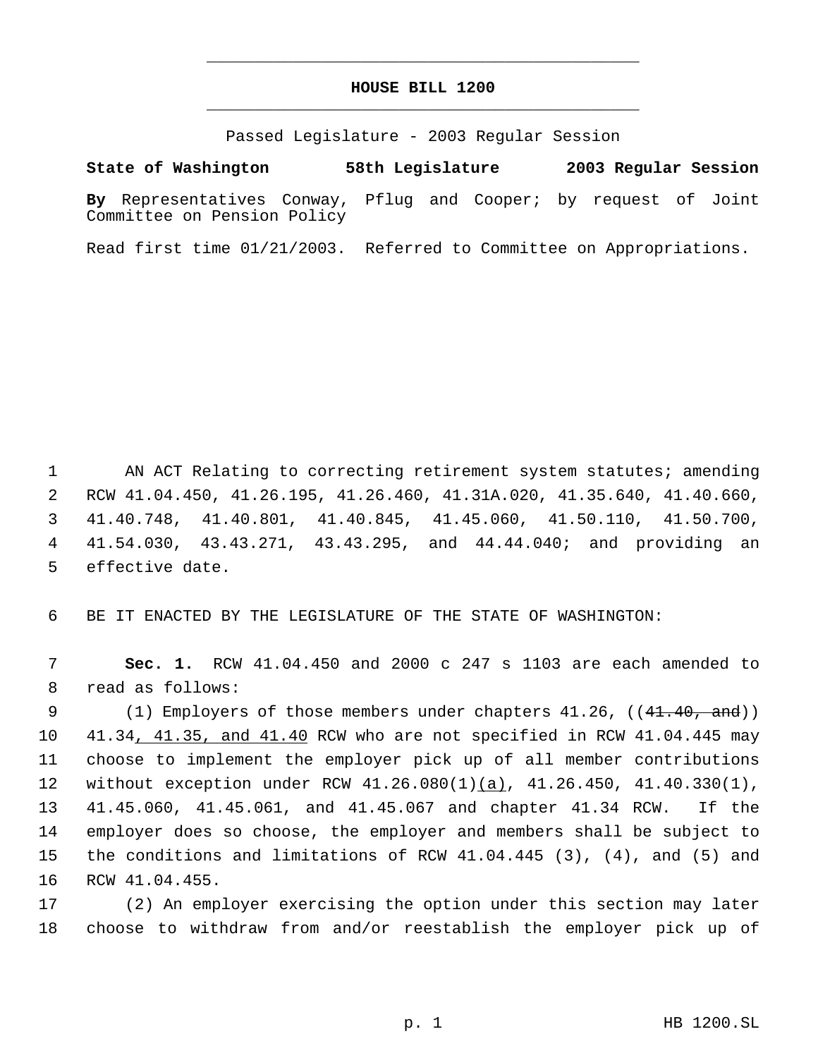# HOUSE BILL 1200

Passed Legislature - 2003 Regular Session

**State of Washington 58th Legislature 2003 Regular Session**

**By** Representatives Conway, Pflug and Cooper; by request of Joint Committee on Pension Policy

Read first time 01/21/2003. Referred to Committee on Appropriations.

AN ACT Relating to correcting retirement system statutes; amending RCW 41.04.450, 41.26.195, 41.26.460, 41.31A.020, 41.35.640, 41.40.660, 41.40.748, 41.40.801, 41.40.845, 41.45.060, 41.50.110, 41.50.700, 41.54.030, 43.43.271, 43.43.295, and 44.44.040; and providing an effective date.

BE IT ENACTED BY THE LEGISLATURE OF THE STATE OF WASHINGTON:

**Sec. 1.** RCW 41.04.450 and 2000 c 247 s 1103 are each amended to read as follows:

(1) Employers of those members under chapters 41.26, ((~~41.40, and~~)) 41.34<u>, 41.35, and 41.40</u> RCW who are not specified in RCW 41.04.445 may choose to implement the employer pick up of all member contributions without exception under RCW 41.26.080(1)<u>(a)</u>, 41.26.450, 41.40.330(1), 41.45.060, 41.45.061, and 41.45.067 and chapter 41.34 RCW. If the employer does so choose, the employer and members shall be subject to the conditions and limitations of RCW 41.04.445 (3), (4), and (5) and RCW 41.04.455.

(2) An employer exercising the option under this section may later choose to withdraw from and/or reestablish the employer pick up of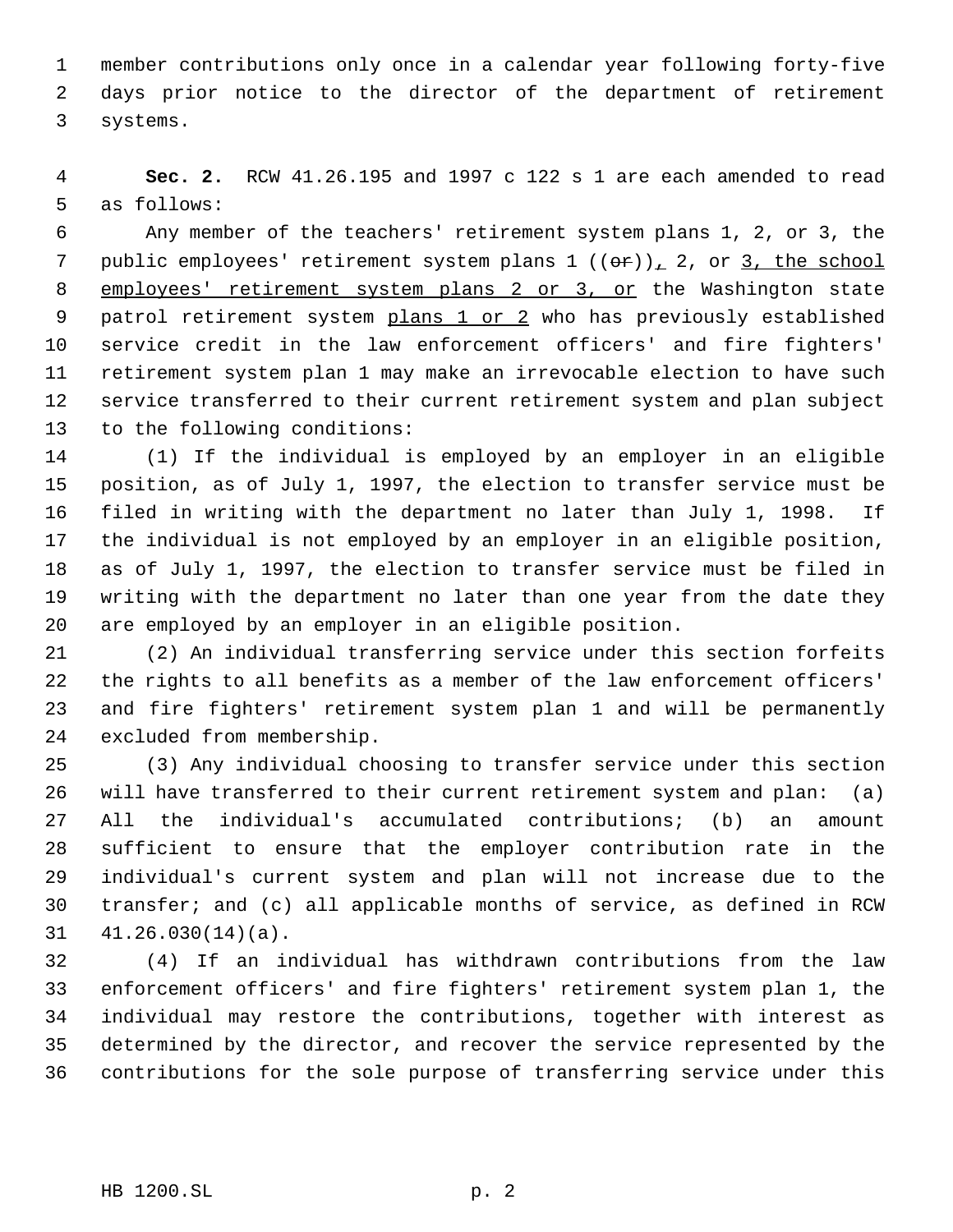member contributions only once in a calendar year following forty-five days prior notice to the director of the department of retirement systems.

**Sec. 2.** RCW 41.26.195 and 1997 c 122 s 1 are each amended to read as follows:

Any member of the teachers' retirement system plans 1, 2, or 3, the public employees' retirement system plans 1 ((~~or~~))_,_ 2, or _3, the school employees' retirement system plans 2 or 3, or_ the Washington state patrol retirement system _plans 1 or 2_ who has previously established service credit in the law enforcement officers' and fire fighters' retirement system plan 1 may make an irrevocable election to have such service transferred to their current retirement system and plan subject to the following conditions:

(1) If the individual is employed by an employer in an eligible position, as of July 1, 1997, the election to transfer service must be filed in writing with the department no later than July 1, 1998. If the individual is not employed by an employer in an eligible position, as of July 1, 1997, the election to transfer service must be filed in writing with the department no later than one year from the date they are employed by an employer in an eligible position.

(2) An individual transferring service under this section forfeits the rights to all benefits as a member of the law enforcement officers' and fire fighters' retirement system plan 1 and will be permanently excluded from membership.

(3) Any individual choosing to transfer service under this section will have transferred to their current retirement system and plan: (a) All the individual's accumulated contributions; (b) an amount sufficient to ensure that the employer contribution rate in the individual's current system and plan will not increase due to the transfer; and (c) all applicable months of service, as defined in RCW 41.26.030(14)(a).

(4) If an individual has withdrawn contributions from the law enforcement officers' and fire fighters' retirement system plan 1, the individual may restore the contributions, together with interest as determined by the director, and recover the service represented by the contributions for the sole purpose of transferring service under this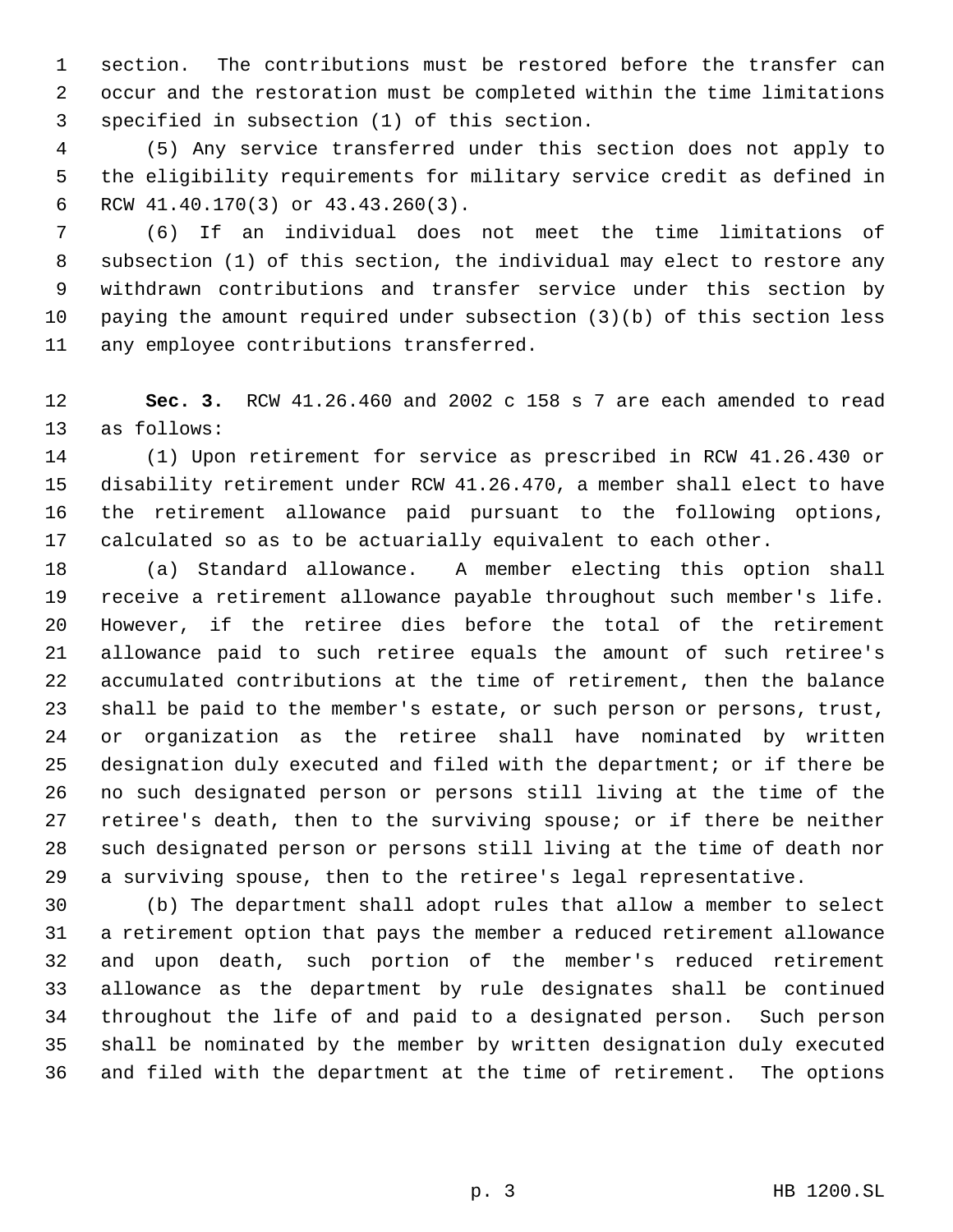section. The contributions must be restored before the transfer can occur and the restoration must be completed within the time limitations specified in subsection (1) of this section.

(5) Any service transferred under this section does not apply to the eligibility requirements for military service credit as defined in RCW 41.40.170(3) or 43.43.260(3).

(6) If an individual does not meet the time limitations of subsection (1) of this section, the individual may elect to restore any withdrawn contributions and transfer service under this section by paying the amount required under subsection (3)(b) of this section less any employee contributions transferred.

**Sec. 3.** RCW 41.26.460 and 2002 c 158 s 7 are each amended to read as follows:

(1) Upon retirement for service as prescribed in RCW 41.26.430 or disability retirement under RCW 41.26.470, a member shall elect to have the retirement allowance paid pursuant to the following options, calculated so as to be actuarially equivalent to each other.

(a) Standard allowance. A member electing this option shall receive a retirement allowance payable throughout such member's life. However, if the retiree dies before the total of the retirement allowance paid to such retiree equals the amount of such retiree's accumulated contributions at the time of retirement, then the balance shall be paid to the member's estate, or such person or persons, trust, or organization as the retiree shall have nominated by written designation duly executed and filed with the department; or if there be no such designated person or persons still living at the time of the retiree's death, then to the surviving spouse; or if there be neither such designated person or persons still living at the time of death nor a surviving spouse, then to the retiree's legal representative.

(b) The department shall adopt rules that allow a member to select a retirement option that pays the member a reduced retirement allowance and upon death, such portion of the member's reduced retirement allowance as the department by rule designates shall be continued throughout the life of and paid to a designated person. Such person shall be nominated by the member by written designation duly executed and filed with the department at the time of retirement. The options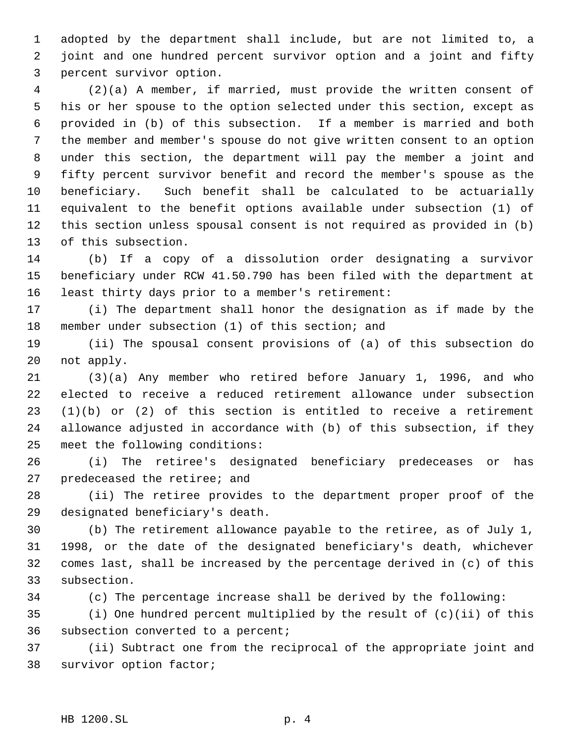adopted by the department shall include, but are not limited to, a joint and one hundred percent survivor option and a joint and fifty percent survivor option.

(2)(a) A member, if married, must provide the written consent of his or her spouse to the option selected under this section, except as provided in (b) of this subsection. If a member is married and both the member and member's spouse do not give written consent to an option under this section, the department will pay the member a joint and fifty percent survivor benefit and record the member's spouse as the beneficiary. Such benefit shall be calculated to be actuarially equivalent to the benefit options available under subsection (1) of this section unless spousal consent is not required as provided in (b) of this subsection.

(b) If a copy of a dissolution order designating a survivor beneficiary under RCW 41.50.790 has been filed with the department at least thirty days prior to a member's retirement:

(i) The department shall honor the designation as if made by the member under subsection (1) of this section; and

(ii) The spousal consent provisions of (a) of this subsection do not apply.

(3)(a) Any member who retired before January 1, 1996, and who elected to receive a reduced retirement allowance under subsection (1)(b) or (2) of this section is entitled to receive a retirement allowance adjusted in accordance with (b) of this subsection, if they meet the following conditions:

(i) The retiree's designated beneficiary predeceases or has predeceased the retiree; and

(ii) The retiree provides to the department proper proof of the designated beneficiary's death.

(b) The retirement allowance payable to the retiree, as of July 1, 1998, or the date of the designated beneficiary's death, whichever comes last, shall be increased by the percentage derived in (c) of this subsection.

(c) The percentage increase shall be derived by the following:

(i) One hundred percent multiplied by the result of (c)(ii) of this subsection converted to a percent;

(ii) Subtract one from the reciprocal of the appropriate joint and survivor option factor;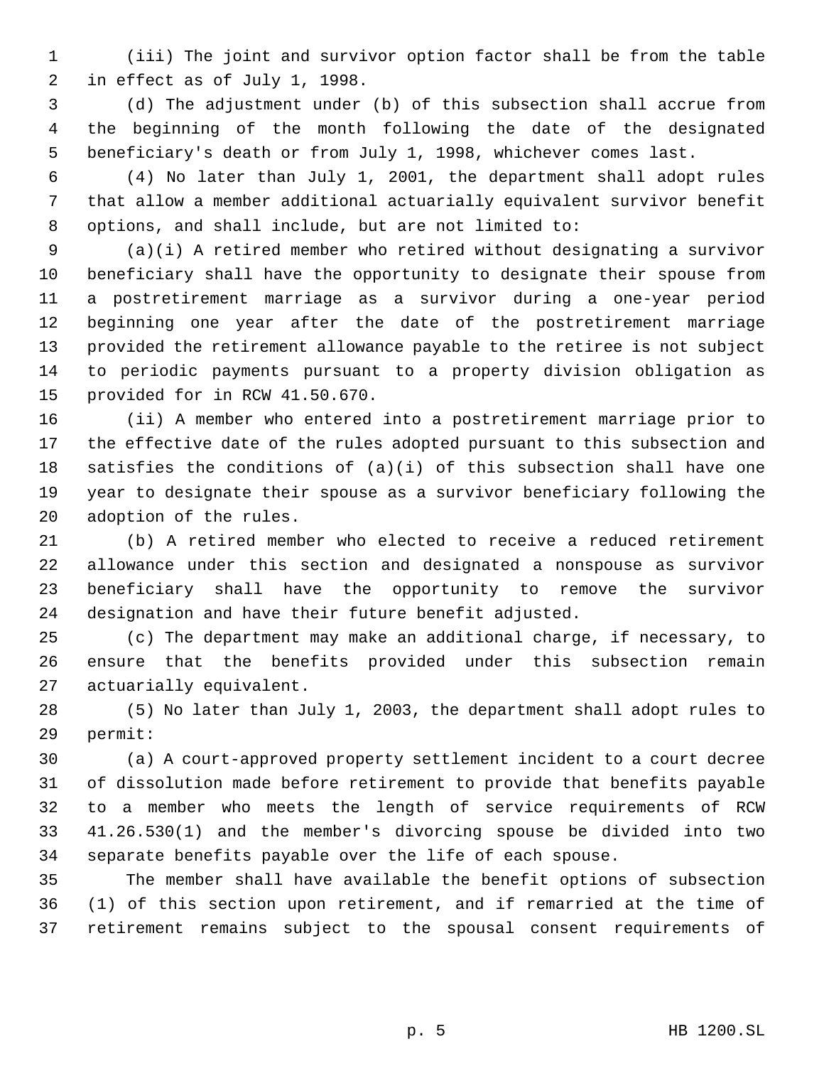(iii) The joint and survivor option factor shall be from the table in effect as of July 1, 1998.

(d) The adjustment under (b) of this subsection shall accrue from the beginning of the month following the date of the designated beneficiary's death or from July 1, 1998, whichever comes last.

(4) No later than July 1, 2001, the department shall adopt rules that allow a member additional actuarially equivalent survivor benefit options, and shall include, but are not limited to:

(a)(i) A retired member who retired without designating a survivor beneficiary shall have the opportunity to designate their spouse from a postretirement marriage as a survivor during a one-year period beginning one year after the date of the postretirement marriage provided the retirement allowance payable to the retiree is not subject to periodic payments pursuant to a property division obligation as provided for in RCW 41.50.670.

(ii) A member who entered into a postretirement marriage prior to the effective date of the rules adopted pursuant to this subsection and satisfies the conditions of (a)(i) of this subsection shall have one year to designate their spouse as a survivor beneficiary following the adoption of the rules.

(b) A retired member who elected to receive a reduced retirement allowance under this section and designated a nonspouse as survivor beneficiary shall have the opportunity to remove the survivor designation and have their future benefit adjusted.

(c) The department may make an additional charge, if necessary, to ensure that the benefits provided under this subsection remain actuarially equivalent.

(5) No later than July 1, 2003, the department shall adopt rules to permit:

(a) A court-approved property settlement incident to a court decree of dissolution made before retirement to provide that benefits payable to a member who meets the length of service requirements of RCW 41.26.530(1) and the member's divorcing spouse be divided into two separate benefits payable over the life of each spouse.

The member shall have available the benefit options of subsection (1) of this section upon retirement, and if remarried at the time of retirement remains subject to the spousal consent requirements of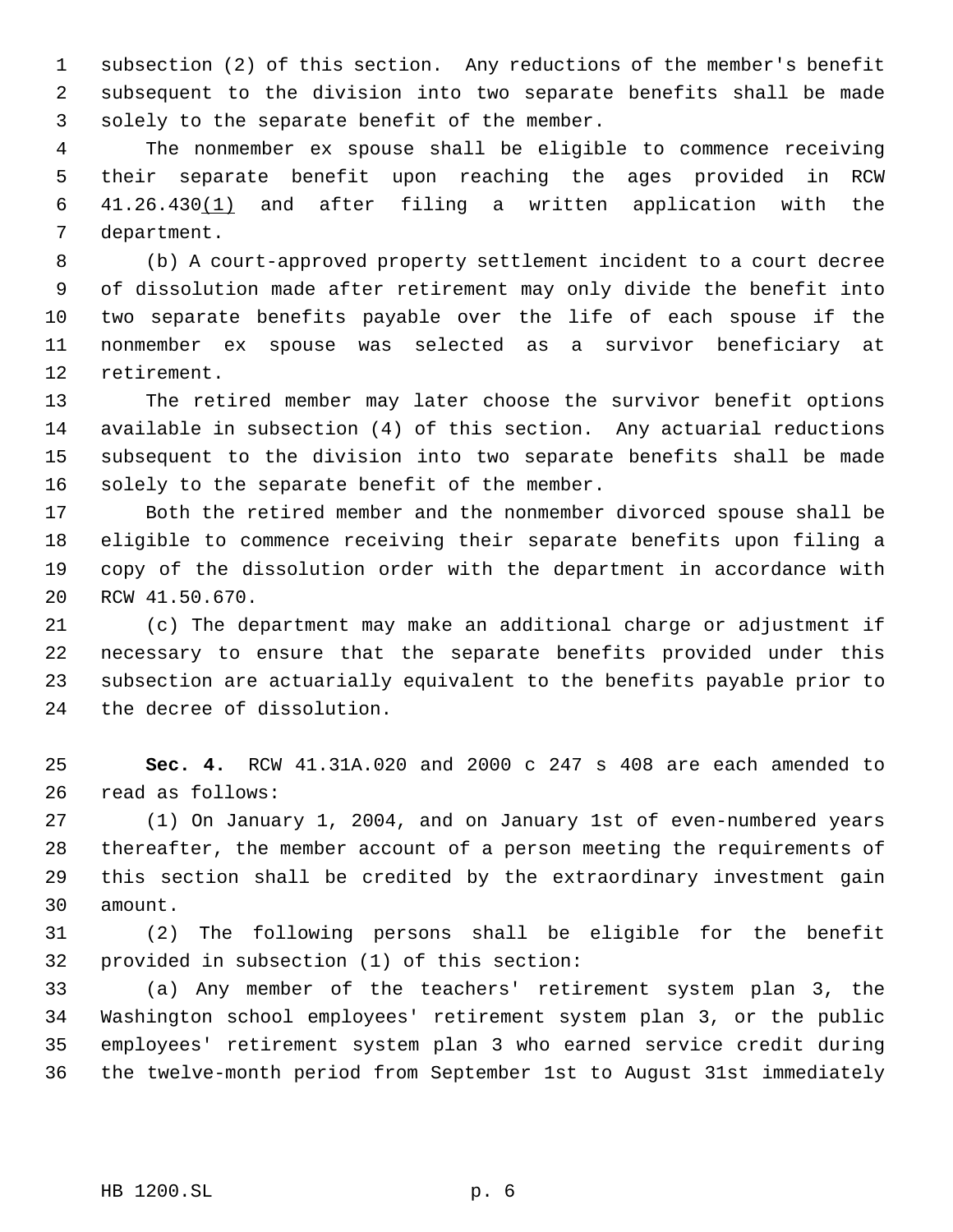subsection (2) of this section. Any reductions of the member's benefit subsequent to the division into two separate benefits shall be made solely to the separate benefit of the member.

The nonmember ex spouse shall be eligible to commence receiving their separate benefit upon reaching the ages provided in RCW 41.26.430(1) and after filing a written application with the department.

(b) A court-approved property settlement incident to a court decree of dissolution made after retirement may only divide the benefit into two separate benefits payable over the life of each spouse if the nonmember ex spouse was selected as a survivor beneficiary at retirement.

The retired member may later choose the survivor benefit options available in subsection (4) of this section. Any actuarial reductions subsequent to the division into two separate benefits shall be made solely to the separate benefit of the member.

Both the retired member and the nonmember divorced spouse shall be eligible to commence receiving their separate benefits upon filing a copy of the dissolution order with the department in accordance with RCW 41.50.670.

(c) The department may make an additional charge or adjustment if necessary to ensure that the separate benefits provided under this subsection are actuarially equivalent to the benefits payable prior to the decree of dissolution.

**Sec. 4.** RCW 41.31A.020 and 2000 c 247 s 408 are each amended to read as follows:

(1) On January 1, 2004, and on January 1st of even-numbered years thereafter, the member account of a person meeting the requirements of this section shall be credited by the extraordinary investment gain amount.

(2) The following persons shall be eligible for the benefit provided in subsection (1) of this section:

(a) Any member of the teachers' retirement system plan 3, the Washington school employees' retirement system plan 3, or the public employees' retirement system plan 3 who earned service credit during the twelve-month period from September 1st to August 31st immediately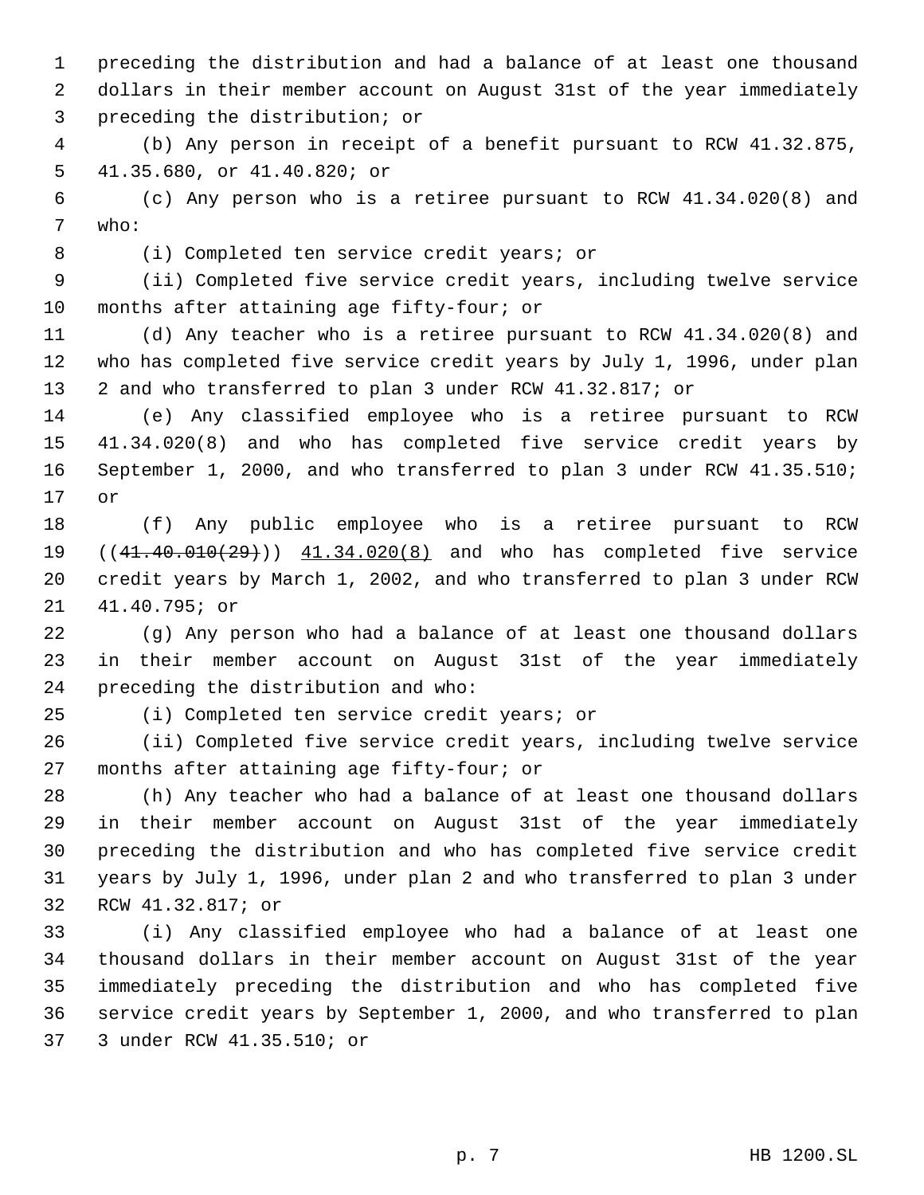preceding the distribution and had a balance of at least one thousand dollars in their member account on August 31st of the year immediately preceding the distribution; or

(b) Any person in receipt of a benefit pursuant to RCW 41.32.875, 41.35.680, or 41.40.820; or

(c) Any person who is a retiree pursuant to RCW 41.34.020(8) and who:

(i) Completed ten service credit years; or

(ii) Completed five service credit years, including twelve service months after attaining age fifty-four; or

(d) Any teacher who is a retiree pursuant to RCW 41.34.020(8) and who has completed five service credit years by July 1, 1996, under plan 2 and who transferred to plan 3 under RCW 41.32.817; or

(e) Any classified employee who is a retiree pursuant to RCW 41.34.020(8) and who has completed five service credit years by September 1, 2000, and who transferred to plan 3 under RCW 41.35.510; or

(f) Any public employee who is a retiree pursuant to RCW ((~~41.40.010(29)~~)) <u>41.34.020(8)</u> and who has completed five service credit years by March 1, 2002, and who transferred to plan 3 under RCW 41.40.795; or

(g) Any person who had a balance of at least one thousand dollars in their member account on August 31st of the year immediately preceding the distribution and who:

(i) Completed ten service credit years; or

(ii) Completed five service credit years, including twelve service months after attaining age fifty-four; or

(h) Any teacher who had a balance of at least one thousand dollars in their member account on August 31st of the year immediately preceding the distribution and who has completed five service credit years by July 1, 1996, under plan 2 and who transferred to plan 3 under RCW 41.32.817; or

(i) Any classified employee who had a balance of at least one thousand dollars in their member account on August 31st of the year immediately preceding the distribution and who has completed five service credit years by September 1, 2000, and who transferred to plan 3 under RCW 41.35.510; or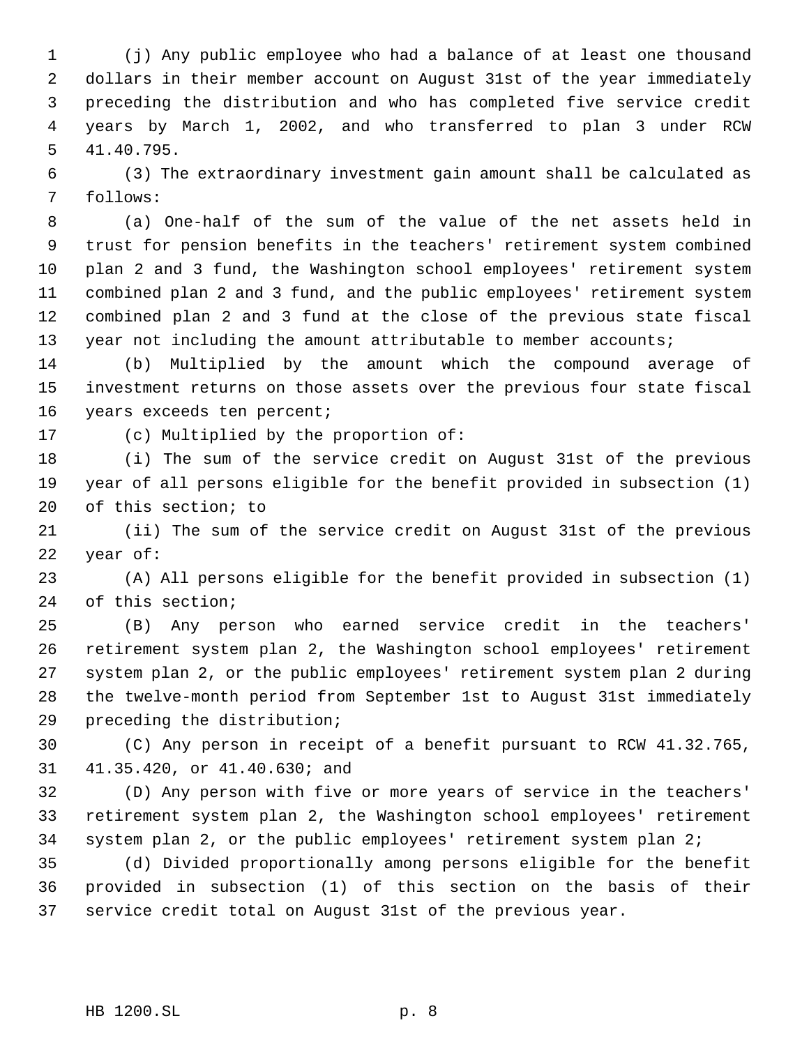(j) Any public employee who had a balance of at least one thousand dollars in their member account on August 31st of the year immediately preceding the distribution and who has completed five service credit years by March 1, 2002, and who transferred to plan 3 under RCW 41.40.795.

(3) The extraordinary investment gain amount shall be calculated as follows:

(a) One-half of the sum of the value of the net assets held in trust for pension benefits in the teachers' retirement system combined plan 2 and 3 fund, the Washington school employees' retirement system combined plan 2 and 3 fund, and the public employees' retirement system combined plan 2 and 3 fund at the close of the previous state fiscal year not including the amount attributable to member accounts;

(b) Multiplied by the amount which the compound average of investment returns on those assets over the previous four state fiscal years exceeds ten percent;

(c) Multiplied by the proportion of:

(i) The sum of the service credit on August 31st of the previous year of all persons eligible for the benefit provided in subsection (1) of this section; to

(ii) The sum of the service credit on August 31st of the previous year of:

(A) All persons eligible for the benefit provided in subsection (1) of this section;

(B) Any person who earned service credit in the teachers' retirement system plan 2, the Washington school employees' retirement system plan 2, or the public employees' retirement system plan 2 during the twelve-month period from September 1st to August 31st immediately preceding the distribution;

(C) Any person in receipt of a benefit pursuant to RCW 41.32.765, 41.35.420, or 41.40.630; and

(D) Any person with five or more years of service in the teachers' retirement system plan 2, the Washington school employees' retirement system plan 2, or the public employees' retirement system plan 2;

(d) Divided proportionally among persons eligible for the benefit provided in subsection (1) of this section on the basis of their service credit total on August 31st of the previous year.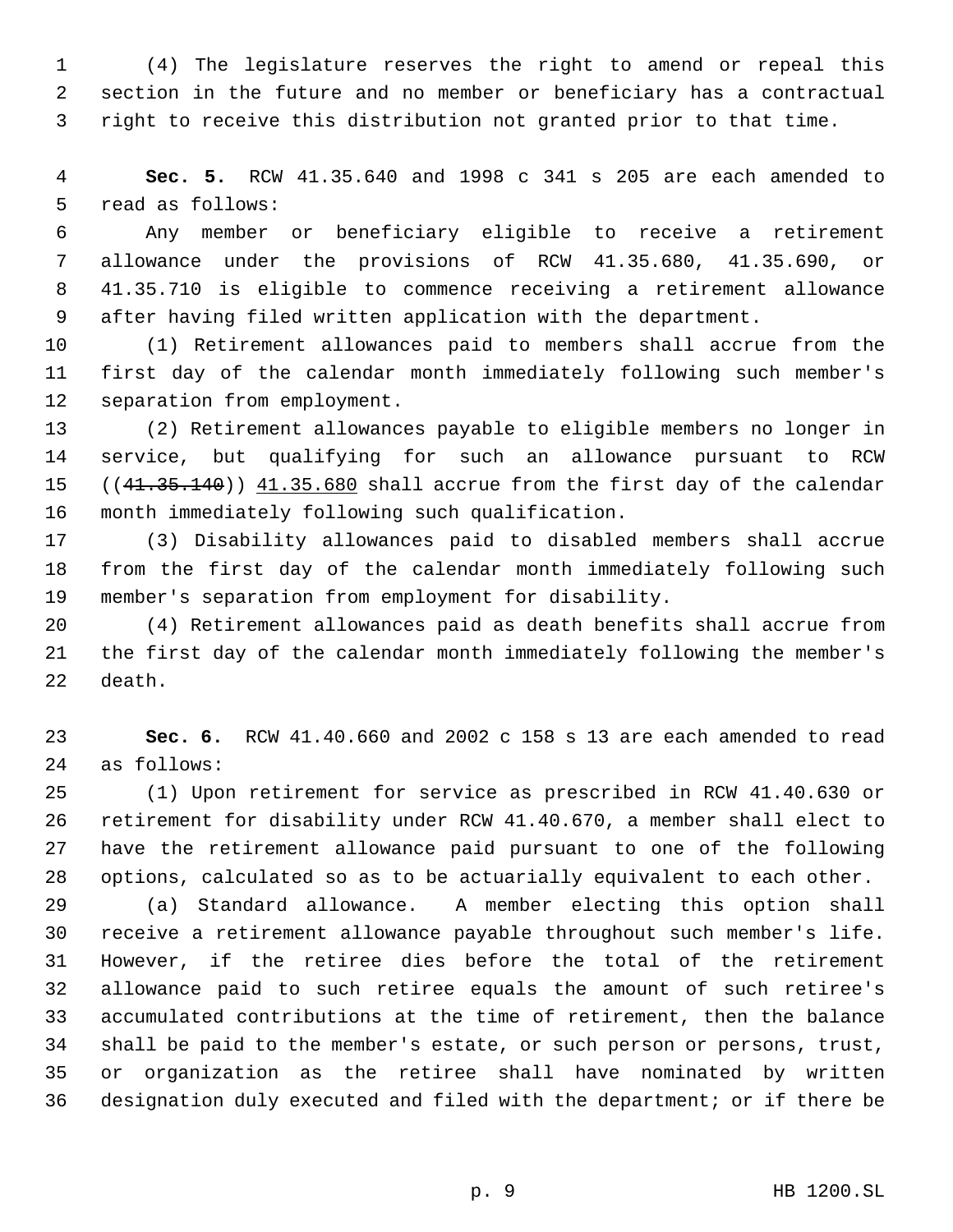(4) The legislature reserves the right to amend or repeal this section in the future and no member or beneficiary has a contractual right to receive this distribution not granted prior to that time.

**Sec. 5.** RCW 41.35.640 and 1998 c 341 s 205 are each amended to read as follows:

Any member or beneficiary eligible to receive a retirement allowance under the provisions of RCW 41.35.680, 41.35.690, or 41.35.710 is eligible to commence receiving a retirement allowance after having filed written application with the department.

(1) Retirement allowances paid to members shall accrue from the first day of the calendar month immediately following such member's separation from employment.

(2) Retirement allowances payable to eligible members no longer in service, but qualifying for such an allowance pursuant to RCW ((~~41.35.140~~)) 41.35.680 shall accrue from the first day of the calendar month immediately following such qualification.

(3) Disability allowances paid to disabled members shall accrue from the first day of the calendar month immediately following such member's separation from employment for disability.

(4) Retirement allowances paid as death benefits shall accrue from the first day of the calendar month immediately following the member's death.

**Sec. 6.** RCW 41.40.660 and 2002 c 158 s 13 are each amended to read as follows:

(1) Upon retirement for service as prescribed in RCW 41.40.630 or retirement for disability under RCW 41.40.670, a member shall elect to have the retirement allowance paid pursuant to one of the following options, calculated so as to be actuarially equivalent to each other.

(a) Standard allowance. A member electing this option shall receive a retirement allowance payable throughout such member's life. However, if the retiree dies before the total of the retirement allowance paid to such retiree equals the amount of such retiree's accumulated contributions at the time of retirement, then the balance shall be paid to the member's estate, or such person or persons, trust, or organization as the retiree shall have nominated by written designation duly executed and filed with the department; or if there be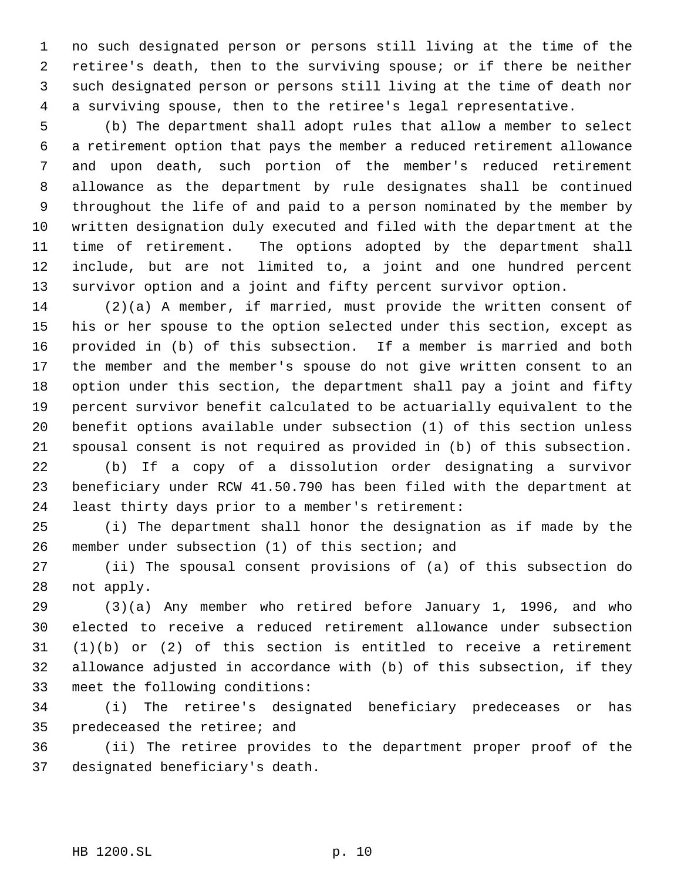no such designated person or persons still living at the time of the retiree's death, then to the surviving spouse; or if there be neither such designated person or persons still living at the time of death nor a surviving spouse, then to the retiree's legal representative.

(b) The department shall adopt rules that allow a member to select a retirement option that pays the member a reduced retirement allowance and upon death, such portion of the member's reduced retirement allowance as the department by rule designates shall be continued throughout the life of and paid to a person nominated by the member by written designation duly executed and filed with the department at the time of retirement. The options adopted by the department shall include, but are not limited to, a joint and one hundred percent survivor option and a joint and fifty percent survivor option.

(2)(a) A member, if married, must provide the written consent of his or her spouse to the option selected under this section, except as provided in (b) of this subsection. If a member is married and both the member and the member's spouse do not give written consent to an option under this section, the department shall pay a joint and fifty percent survivor benefit calculated to be actuarially equivalent to the benefit options available under subsection (1) of this section unless spousal consent is not required as provided in (b) of this subsection.

(b) If a copy of a dissolution order designating a survivor beneficiary under RCW 41.50.790 has been filed with the department at least thirty days prior to a member's retirement:

(i) The department shall honor the designation as if made by the member under subsection (1) of this section; and

(ii) The spousal consent provisions of (a) of this subsection do not apply.

(3)(a) Any member who retired before January 1, 1996, and who elected to receive a reduced retirement allowance under subsection (1)(b) or (2) of this section is entitled to receive a retirement allowance adjusted in accordance with (b) of this subsection, if they meet the following conditions:

(i) The retiree's designated beneficiary predeceases or has predeceased the retiree; and

(ii) The retiree provides to the department proper proof of the designated beneficiary's death.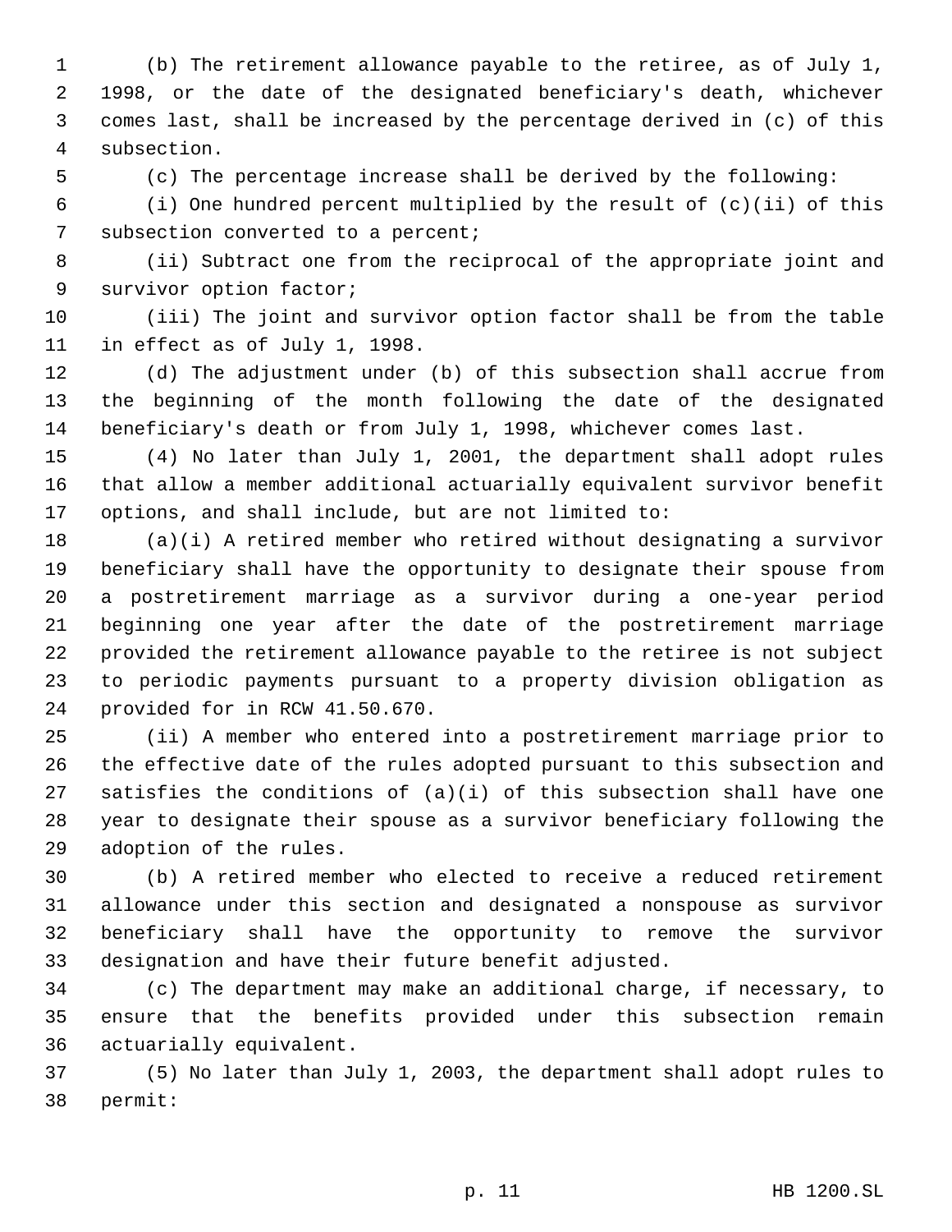(b) The retirement allowance payable to the retiree, as of July 1, 1998, or the date of the designated beneficiary's death, whichever comes last, shall be increased by the percentage derived in (c) of this subsection.

(c) The percentage increase shall be derived by the following:

(i) One hundred percent multiplied by the result of (c)(ii) of this subsection converted to a percent;

(ii) Subtract one from the reciprocal of the appropriate joint and survivor option factor;

(iii) The joint and survivor option factor shall be from the table in effect as of July 1, 1998.

(d) The adjustment under (b) of this subsection shall accrue from the beginning of the month following the date of the designated beneficiary's death or from July 1, 1998, whichever comes last.

(4) No later than July 1, 2001, the department shall adopt rules that allow a member additional actuarially equivalent survivor benefit options, and shall include, but are not limited to:

(a)(i) A retired member who retired without designating a survivor beneficiary shall have the opportunity to designate their spouse from a postretirement marriage as a survivor during a one-year period beginning one year after the date of the postretirement marriage provided the retirement allowance payable to the retiree is not subject to periodic payments pursuant to a property division obligation as provided for in RCW 41.50.670.

(ii) A member who entered into a postretirement marriage prior to the effective date of the rules adopted pursuant to this subsection and satisfies the conditions of (a)(i) of this subsection shall have one year to designate their spouse as a survivor beneficiary following the adoption of the rules.

(b) A retired member who elected to receive a reduced retirement allowance under this section and designated a nonspouse as survivor beneficiary shall have the opportunity to remove the survivor designation and have their future benefit adjusted.

(c) The department may make an additional charge, if necessary, to ensure that the benefits provided under this subsection remain actuarially equivalent.

(5) No later than July 1, 2003, the department shall adopt rules to permit: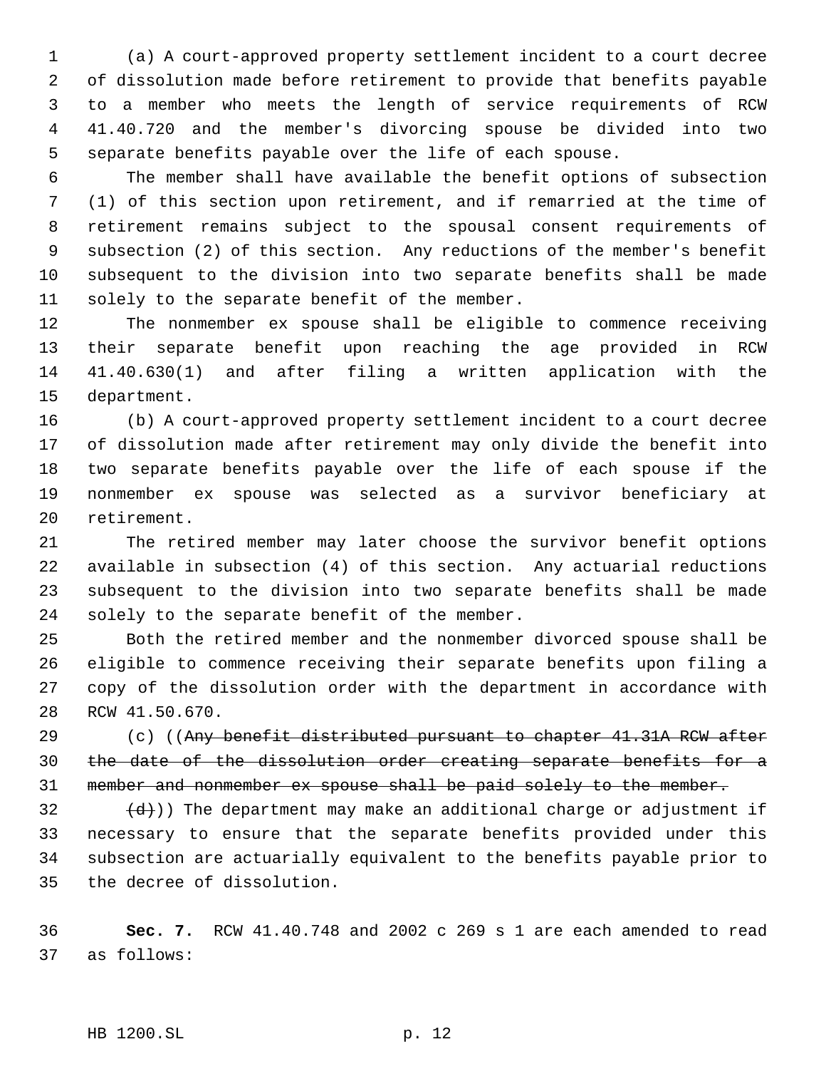(a) A court-approved property settlement incident to a court decree of dissolution made before retirement to provide that benefits payable to a member who meets the length of service requirements of RCW 41.40.720 and the member's divorcing spouse be divided into two separate benefits payable over the life of each spouse.

The member shall have available the benefit options of subsection (1) of this section upon retirement, and if remarried at the time of retirement remains subject to the spousal consent requirements of subsection (2) of this section. Any reductions of the member's benefit subsequent to the division into two separate benefits shall be made solely to the separate benefit of the member.

The nonmember ex spouse shall be eligible to commence receiving their separate benefit upon reaching the age provided in RCW 41.40.630(1) and after filing a written application with the department.

(b) A court-approved property settlement incident to a court decree of dissolution made after retirement may only divide the benefit into two separate benefits payable over the life of each spouse if the nonmember ex spouse was selected as a survivor beneficiary at retirement.

The retired member may later choose the survivor benefit options available in subsection (4) of this section. Any actuarial reductions subsequent to the division into two separate benefits shall be made solely to the separate benefit of the member.

Both the retired member and the nonmember divorced spouse shall be eligible to commence receiving their separate benefits upon filing a copy of the dissolution order with the department in accordance with RCW 41.50.670.

(c) ((~~Any benefit distributed pursuant to chapter 41.31A RCW after the date of the dissolution order creating separate benefits for a member and nonmember ex spouse shall be paid solely to the member.~~

~~(d)~~)) The department may make an additional charge or adjustment if necessary to ensure that the separate benefits provided under this subsection are actuarially equivalent to the benefits payable prior to the decree of dissolution.

**Sec. 7.** RCW 41.40.748 and 2002 c 269 s 1 are each amended to read as follows: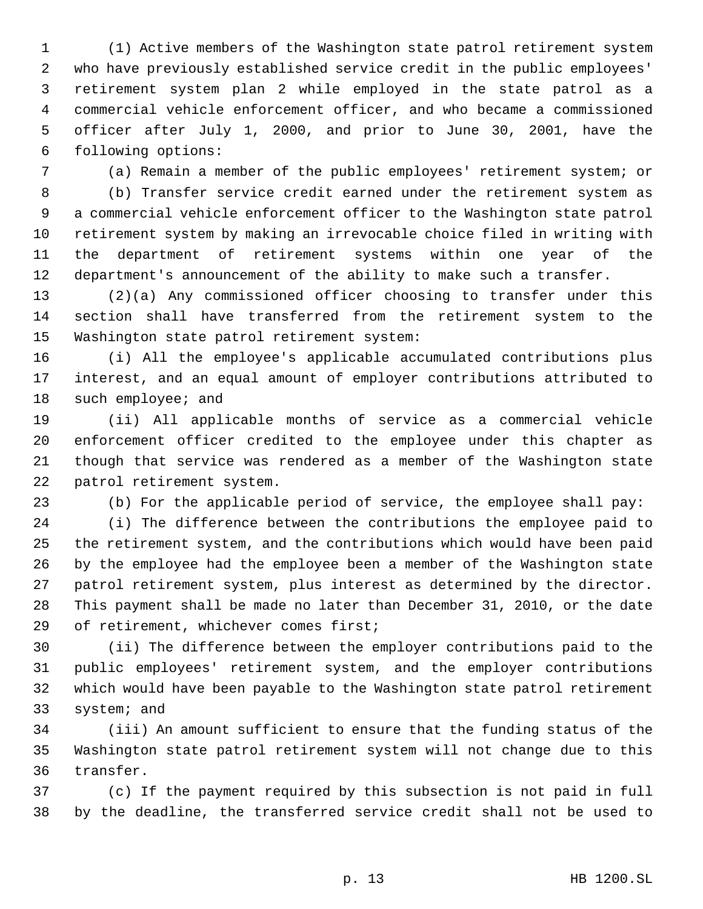(1) Active members of the Washington state patrol retirement system who have previously established service credit in the public employees' retirement system plan 2 while employed in the state patrol as a commercial vehicle enforcement officer, and who became a commissioned officer after July 1, 2000, and prior to June 30, 2001, have the following options:

(a) Remain a member of the public employees' retirement system; or

(b) Transfer service credit earned under the retirement system as a commercial vehicle enforcement officer to the Washington state patrol retirement system by making an irrevocable choice filed in writing with the department of retirement systems within one year of the department's announcement of the ability to make such a transfer.

(2)(a) Any commissioned officer choosing to transfer under this section shall have transferred from the retirement system to the Washington state patrol retirement system:

(i) All the employee's applicable accumulated contributions plus interest, and an equal amount of employer contributions attributed to such employee; and

(ii) All applicable months of service as a commercial vehicle enforcement officer credited to the employee under this chapter as though that service was rendered as a member of the Washington state patrol retirement system.

(b) For the applicable period of service, the employee shall pay:

(i) The difference between the contributions the employee paid to the retirement system, and the contributions which would have been paid by the employee had the employee been a member of the Washington state patrol retirement system, plus interest as determined by the director. This payment shall be made no later than December 31, 2010, or the date of retirement, whichever comes first;

(ii) The difference between the employer contributions paid to the public employees' retirement system, and the employer contributions which would have been payable to the Washington state patrol retirement system; and

(iii) An amount sufficient to ensure that the funding status of the Washington state patrol retirement system will not change due to this transfer.

(c) If the payment required by this subsection is not paid in full by the deadline, the transferred service credit shall not be used to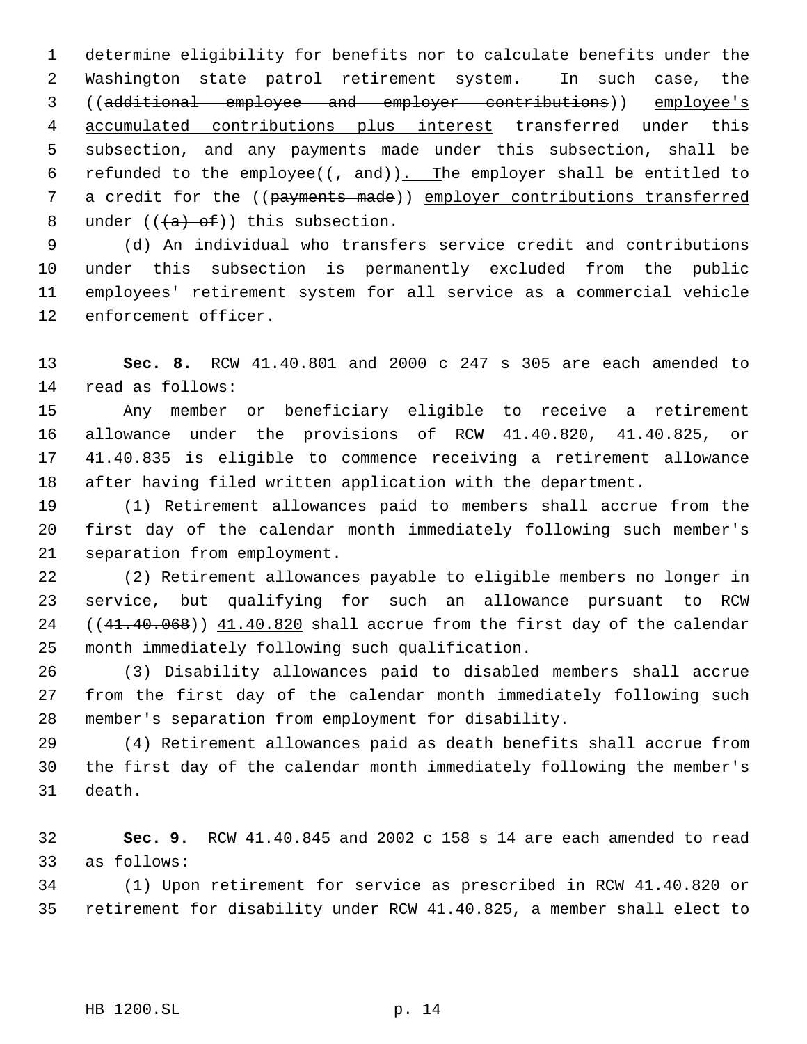determine eligibility for benefits nor to calculate benefits under the Washington state patrol retirement system. In such case, the ((~~additional employee and employer contributions~~)) employee's accumulated contributions plus interest transferred under this subsection, and any payments made under this subsection, shall be refunded to the employee((~~, and~~)). The employer shall be entitled to a credit for the ((~~payments made~~)) employer contributions transferred under ((~~(a) of~~)) this subsection.

(d) An individual who transfers service credit and contributions under this subsection is permanently excluded from the public employees' retirement system for all service as a commercial vehicle enforcement officer.

**Sec. 8.** RCW 41.40.801 and 2000 c 247 s 305 are each amended to read as follows:

Any member or beneficiary eligible to receive a retirement allowance under the provisions of RCW 41.40.820, 41.40.825, or 41.40.835 is eligible to commence receiving a retirement allowance after having filed written application with the department.

(1) Retirement allowances paid to members shall accrue from the first day of the calendar month immediately following such member's separation from employment.

(2) Retirement allowances payable to eligible members no longer in service, but qualifying for such an allowance pursuant to RCW ((~~41.40.068~~)) 41.40.820 shall accrue from the first day of the calendar month immediately following such qualification.

(3) Disability allowances paid to disabled members shall accrue from the first day of the calendar month immediately following such member's separation from employment for disability.

(4) Retirement allowances paid as death benefits shall accrue from the first day of the calendar month immediately following the member's death.

**Sec. 9.** RCW 41.40.845 and 2002 c 158 s 14 are each amended to read as follows:

(1) Upon retirement for service as prescribed in RCW 41.40.820 or retirement for disability under RCW 41.40.825, a member shall elect to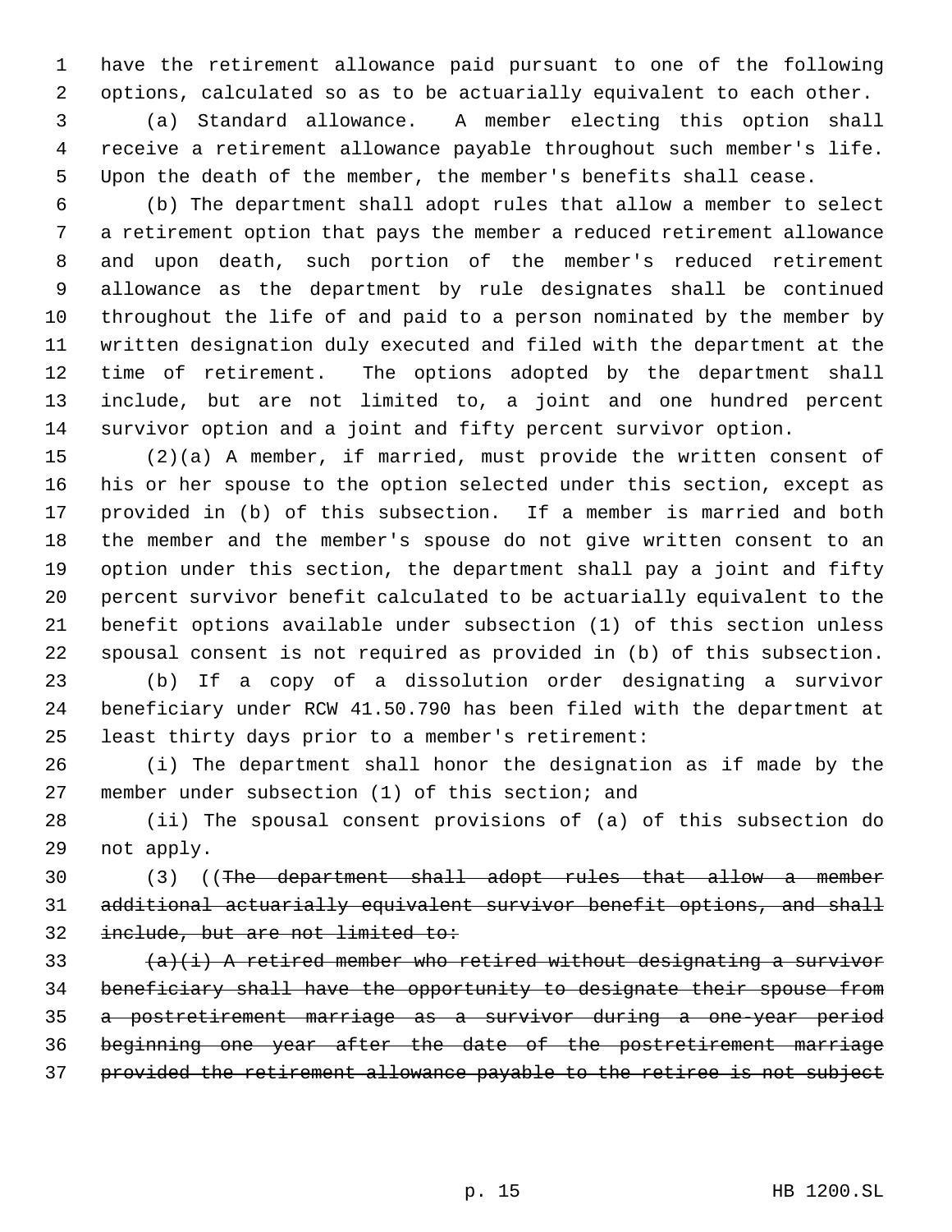have the retirement allowance paid pursuant to one of the following options, calculated so as to be actuarially equivalent to each other.

(a) Standard allowance. A member electing this option shall receive a retirement allowance payable throughout such member's life. Upon the death of the member, the member's benefits shall cease.

(b) The department shall adopt rules that allow a member to select a retirement option that pays the member a reduced retirement allowance and upon death, such portion of the member's reduced retirement allowance as the department by rule designates shall be continued throughout the life of and paid to a person nominated by the member by written designation duly executed and filed with the department at the time of retirement. The options adopted by the department shall include, but are not limited to, a joint and one hundred percent survivor option and a joint and fifty percent survivor option.

(2)(a) A member, if married, must provide the written consent of his or her spouse to the option selected under this section, except as provided in (b) of this subsection. If a member is married and both the member and the member's spouse do not give written consent to an option under this section, the department shall pay a joint and fifty percent survivor benefit calculated to be actuarially equivalent to the benefit options available under subsection (1) of this section unless spousal consent is not required as provided in (b) of this subsection.

(b) If a copy of a dissolution order designating a survivor beneficiary under RCW 41.50.790 has been filed with the department at least thirty days prior to a member's retirement:

(i) The department shall honor the designation as if made by the member under subsection (1) of this section; and

(ii) The spousal consent provisions of (a) of this subsection do not apply.

(3) ((~~The department shall adopt rules that allow a member additional actuarially equivalent survivor benefit options, and shall include, but are not limited to:~~

~~(a)(i) A retired member who retired without designating a survivor beneficiary shall have the opportunity to designate their spouse from a postretirement marriage as a survivor during a one-year period beginning one year after the date of the postretirement marriage provided the retirement allowance payable to the retiree is not subject~~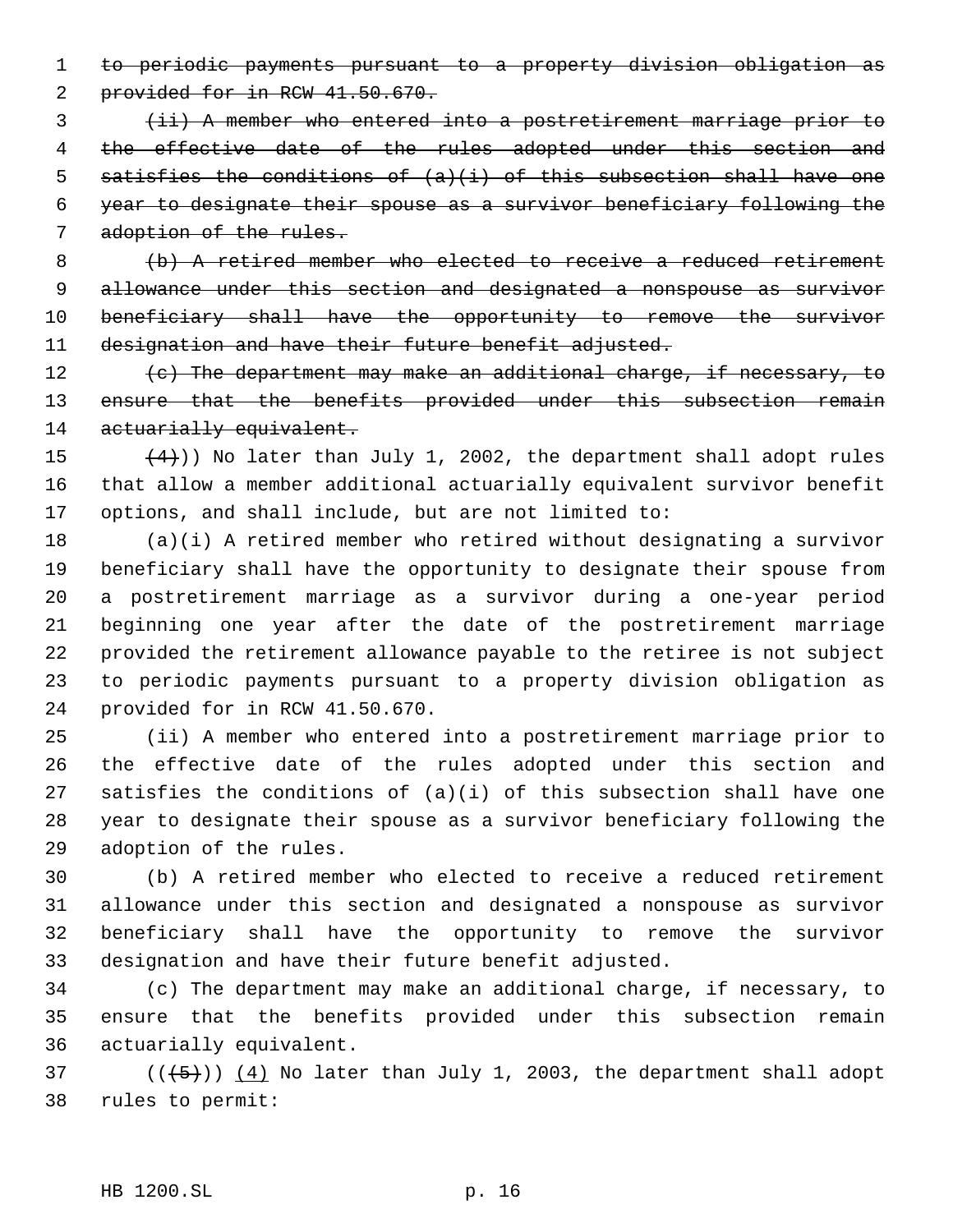~~to periodic payments pursuant to a property division obligation as provided for in RCW 41.50.670.~~

~~(ii) A member who entered into a postretirement marriage prior to the effective date of the rules adopted under this section and satisfies the conditions of (a)(i) of this subsection shall have one year to designate their spouse as a survivor beneficiary following the adoption of the rules.~~

~~(b) A retired member who elected to receive a reduced retirement allowance under this section and designated a nonspouse as survivor beneficiary shall have the opportunity to remove the survivor designation and have their future benefit adjusted.~~

~~(c) The department may make an additional charge, if necessary, to ensure that the benefits provided under this subsection remain actuarially equivalent.~~

~~(4)~~)) No later than July 1, 2002, the department shall adopt rules that allow a member additional actuarially equivalent survivor benefit options, and shall include, but are not limited to:

(a)(i) A retired member who retired without designating a survivor beneficiary shall have the opportunity to designate their spouse from a postretirement marriage as a survivor during a one-year period beginning one year after the date of the postretirement marriage provided the retirement allowance payable to the retiree is not subject to periodic payments pursuant to a property division obligation as provided for in RCW 41.50.670.

(ii) A member who entered into a postretirement marriage prior to the effective date of the rules adopted under this section and satisfies the conditions of (a)(i) of this subsection shall have one year to designate their spouse as a survivor beneficiary following the adoption of the rules.

(b) A retired member who elected to receive a reduced retirement allowance under this section and designated a nonspouse as survivor beneficiary shall have the opportunity to remove the survivor designation and have their future benefit adjusted.

(c) The department may make an additional charge, if necessary, to ensure that the benefits provided under this subsection remain actuarially equivalent.

((~~(5)~~)) <u>(4)</u> No later than July 1, 2003, the department shall adopt rules to permit: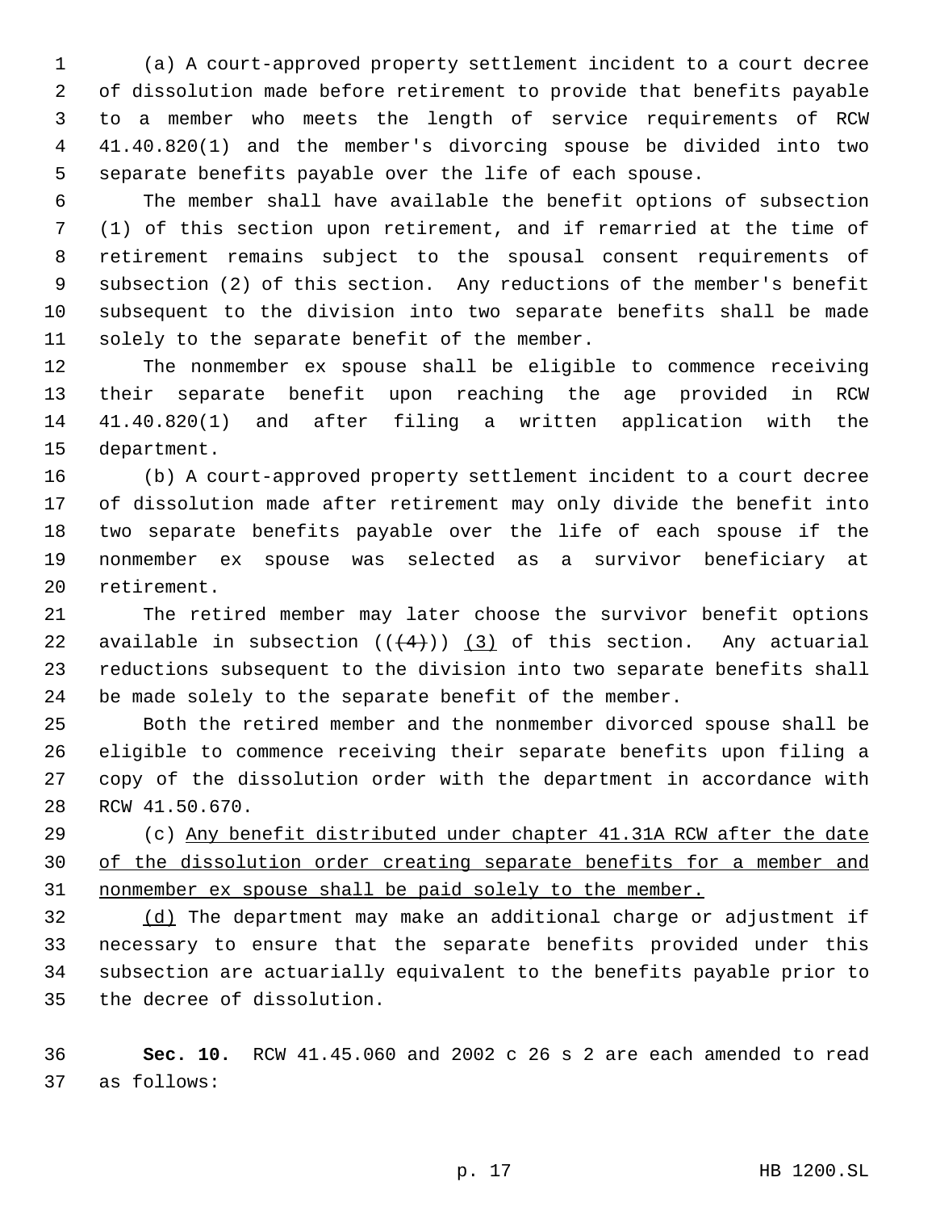(a) A court-approved property settlement incident to a court decree of dissolution made before retirement to provide that benefits payable to a member who meets the length of service requirements of RCW 41.40.820(1) and the member's divorcing spouse be divided into two separate benefits payable over the life of each spouse.

The member shall have available the benefit options of subsection (1) of this section upon retirement, and if remarried at the time of retirement remains subject to the spousal consent requirements of subsection (2) of this section. Any reductions of the member's benefit subsequent to the division into two separate benefits shall be made solely to the separate benefit of the member.

The nonmember ex spouse shall be eligible to commence receiving their separate benefit upon reaching the age provided in RCW 41.40.820(1) and after filing a written application with the department.

(b) A court-approved property settlement incident to a court decree of dissolution made after retirement may only divide the benefit into two separate benefits payable over the life of each spouse if the nonmember ex spouse was selected as a survivor beneficiary at retirement.

The retired member may later choose the survivor benefit options available in subsection ((~~(4)~~)) <u>(3)</u> of this section. Any actuarial reductions subsequent to the division into two separate benefits shall be made solely to the separate benefit of the member.

Both the retired member and the nonmember divorced spouse shall be eligible to commence receiving their separate benefits upon filing a copy of the dissolution order with the department in accordance with RCW 41.50.670.

(c) <u>Any benefit distributed under chapter 41.31A RCW after the date of the dissolution order creating separate benefits for a member and nonmember ex spouse shall be paid solely to the member.</u>

<u>(d)</u> The department may make an additional charge or adjustment if necessary to ensure that the separate benefits provided under this subsection are actuarially equivalent to the benefits payable prior to the decree of dissolution.

**Sec. 10.** RCW 41.45.060 and 2002 c 26 s 2 are each amended to read as follows: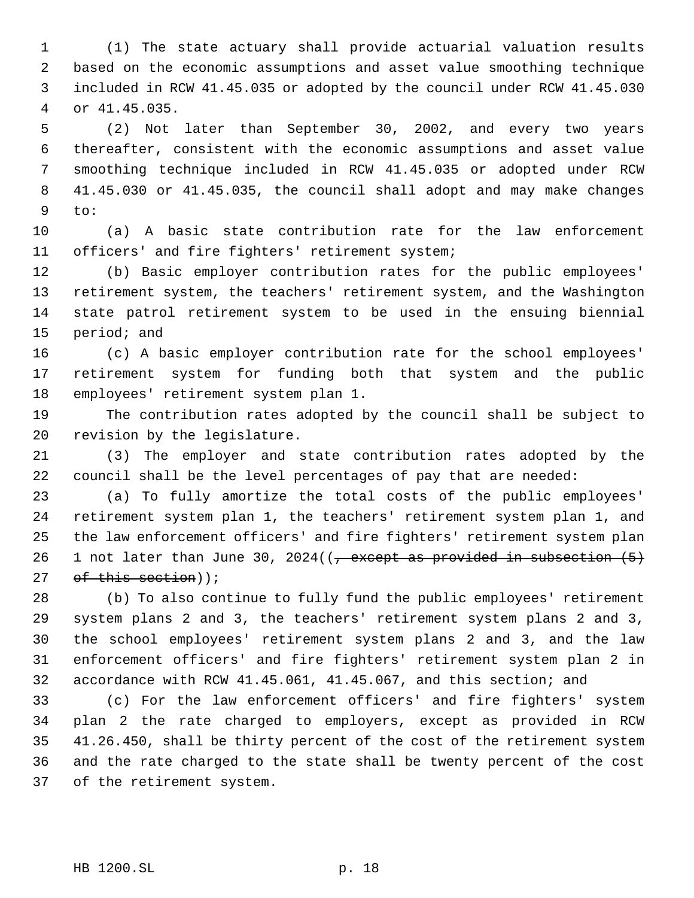(1) The state actuary shall provide actuarial valuation results based on the economic assumptions and asset value smoothing technique included in RCW 41.45.035 or adopted by the council under RCW 41.45.030 or 41.45.035.

(2) Not later than September 30, 2002, and every two years thereafter, consistent with the economic assumptions and asset value smoothing technique included in RCW 41.45.035 or adopted under RCW 41.45.030 or 41.45.035, the council shall adopt and may make changes to:

(a) A basic state contribution rate for the law enforcement officers' and fire fighters' retirement system;

(b) Basic employer contribution rates for the public employees' retirement system, the teachers' retirement system, and the Washington state patrol retirement system to be used in the ensuing biennial period; and

(c) A basic employer contribution rate for the school employees' retirement system for funding both that system and the public employees' retirement system plan 1.

The contribution rates adopted by the council shall be subject to revision by the legislature.

(3) The employer and state contribution rates adopted by the council shall be the level percentages of pay that are needed:

(a) To fully amortize the total costs of the public employees' retirement system plan 1, the teachers' retirement system plan 1, and the law enforcement officers' and fire fighters' retirement system plan 1 not later than June 30, 2024((~~, except as provided in subsection (5) of this section~~));

(b) To also continue to fully fund the public employees' retirement system plans 2 and 3, the teachers' retirement system plans 2 and 3, the school employees' retirement system plans 2 and 3, and the law enforcement officers' and fire fighters' retirement system plan 2 in accordance with RCW 41.45.061, 41.45.067, and this section; and

(c) For the law enforcement officers' and fire fighters' system plan 2 the rate charged to employers, except as provided in RCW 41.26.450, shall be thirty percent of the cost of the retirement system and the rate charged to the state shall be twenty percent of the cost of the retirement system.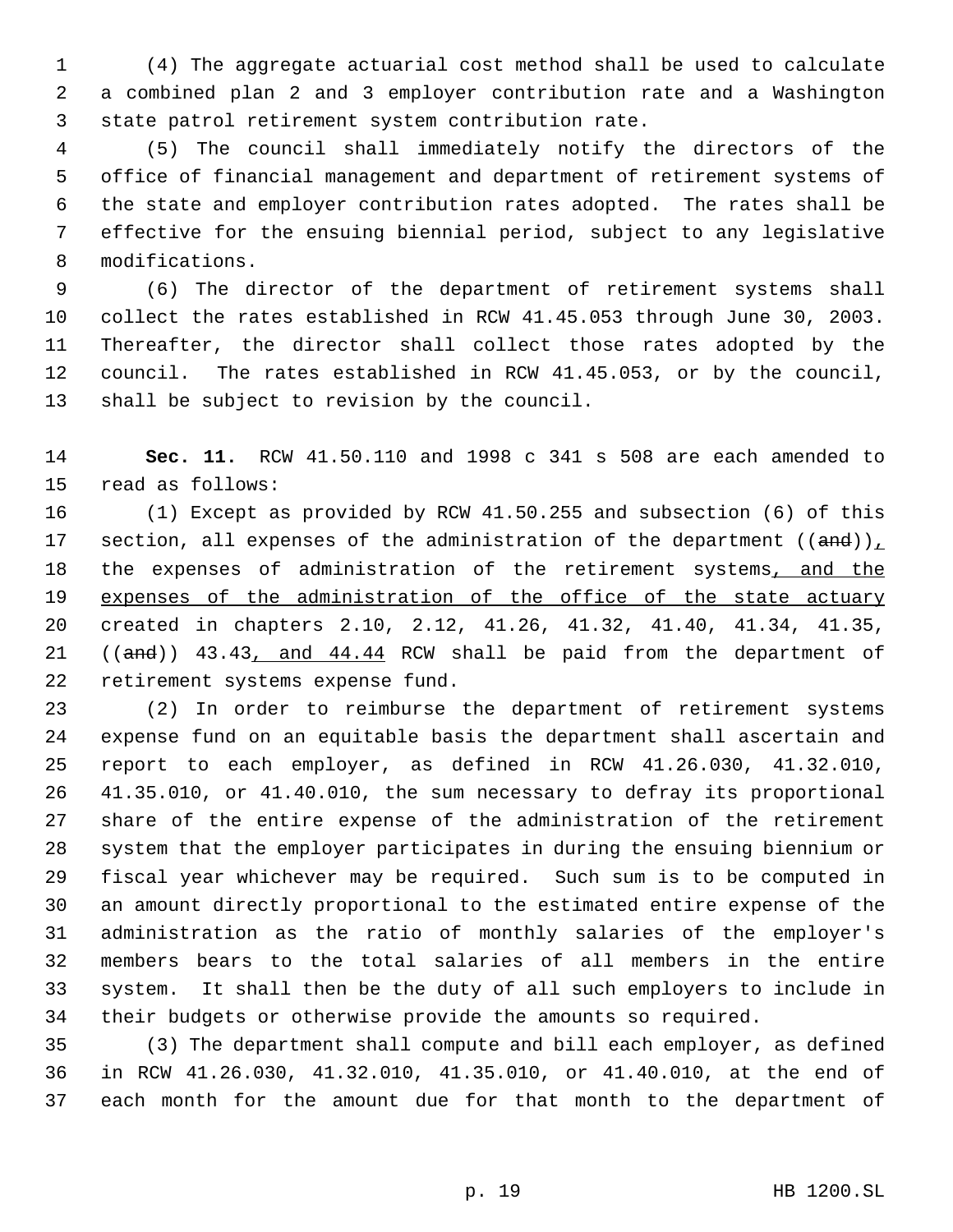(4) The aggregate actuarial cost method shall be used to calculate a combined plan 2 and 3 employer contribution rate and a Washington state patrol retirement system contribution rate.

(5) The council shall immediately notify the directors of the office of financial management and department of retirement systems of the state and employer contribution rates adopted. The rates shall be effective for the ensuing biennial period, subject to any legislative modifications.

(6) The director of the department of retirement systems shall collect the rates established in RCW 41.45.053 through June 30, 2003. Thereafter, the director shall collect those rates adopted by the council. The rates established in RCW 41.45.053, or by the council, shall be subject to revision by the council.

**Sec. 11.** RCW 41.50.110 and 1998 c 341 s 508 are each amended to read as follows:

(1) Except as provided by RCW 41.50.255 and subsection (6) of this section, all expenses of the administration of the department ((~~and~~))<u>,</u> the expenses of administration of the retirement systems<u>, and the expenses of the administration of the office of the state actuary</u> created in chapters 2.10, 2.12, 41.26, 41.32, 41.40, 41.34, 41.35, ((~~and~~)) 43.43<u>, and 44.44</u> RCW shall be paid from the department of retirement systems expense fund.

(2) In order to reimburse the department of retirement systems expense fund on an equitable basis the department shall ascertain and report to each employer, as defined in RCW 41.26.030, 41.32.010, 41.35.010, or 41.40.010, the sum necessary to defray its proportional share of the entire expense of the administration of the retirement system that the employer participates in during the ensuing biennium or fiscal year whichever may be required. Such sum is to be computed in an amount directly proportional to the estimated entire expense of the administration as the ratio of monthly salaries of the employer's members bears to the total salaries of all members in the entire system. It shall then be the duty of all such employers to include in their budgets or otherwise provide the amounts so required.

(3) The department shall compute and bill each employer, as defined in RCW 41.26.030, 41.32.010, 41.35.010, or 41.40.010, at the end of each month for the amount due for that month to the department of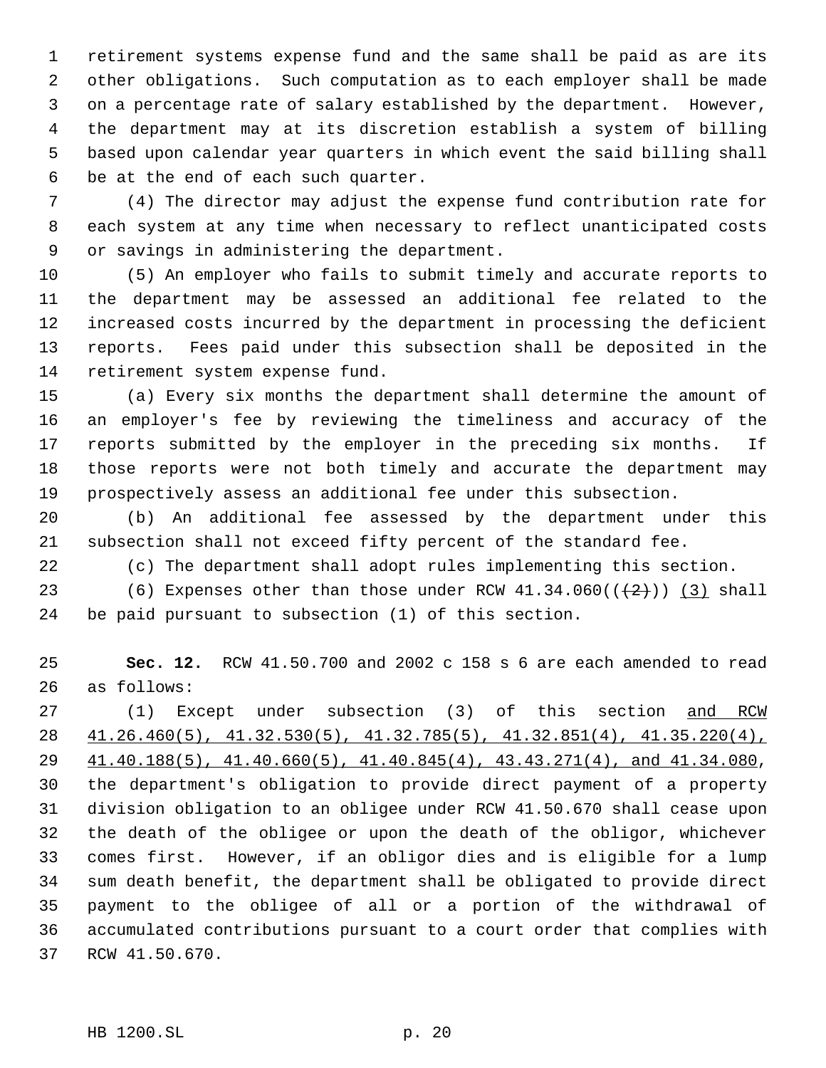retirement systems expense fund and the same shall be paid as are its other obligations. Such computation as to each employer shall be made on a percentage rate of salary established by the department. However, the department may at its discretion establish a system of billing based upon calendar year quarters in which event the said billing shall be at the end of each such quarter.

(4) The director may adjust the expense fund contribution rate for each system at any time when necessary to reflect unanticipated costs or savings in administering the department.

(5) An employer who fails to submit timely and accurate reports to the department may be assessed an additional fee related to the increased costs incurred by the department in processing the deficient reports. Fees paid under this subsection shall be deposited in the retirement system expense fund.

(a) Every six months the department shall determine the amount of an employer's fee by reviewing the timeliness and accuracy of the reports submitted by the employer in the preceding six months. If those reports were not both timely and accurate the department may prospectively assess an additional fee under this subsection.

(b) An additional fee assessed by the department under this subsection shall not exceed fifty percent of the standard fee.

(c) The department shall adopt rules implementing this section.

(6) Expenses other than those under RCW 41.34.060((~~(2)~~)) <u>(3)</u> shall be paid pursuant to subsection (1) of this section.

**Sec. 12.** RCW 41.50.700 and 2002 c 158 s 6 are each amended to read as follows:

(1) Except under subsection (3) of this section <u>and RCW 41.26.460(5), 41.32.530(5), 41.32.785(5), 41.32.851(4), 41.35.220(4), 41.40.188(5), 41.40.660(5), 41.40.845(4), 43.43.271(4), and 41.34.080</u>, the department's obligation to provide direct payment of a property division obligation to an obligee under RCW 41.50.670 shall cease upon the death of the obligee or upon the death of the obligor, whichever comes first. However, if an obligor dies and is eligible for a lump sum death benefit, the department shall be obligated to provide direct payment to the obligee of all or a portion of the withdrawal of accumulated contributions pursuant to a court order that complies with RCW 41.50.670.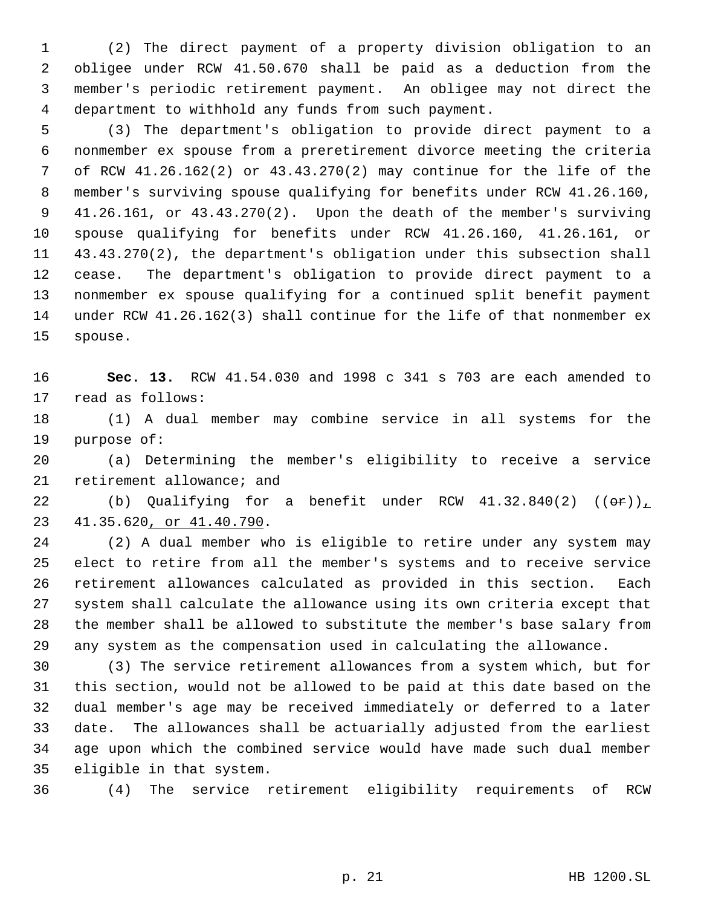(2) The direct payment of a property division obligation to an obligee under RCW 41.50.670 shall be paid as a deduction from the member's periodic retirement payment. An obligee may not direct the department to withhold any funds from such payment.

(3) The department's obligation to provide direct payment to a nonmember ex spouse from a preretirement divorce meeting the criteria of RCW 41.26.162(2) or 43.43.270(2) may continue for the life of the member's surviving spouse qualifying for benefits under RCW 41.26.160, 41.26.161, or 43.43.270(2). Upon the death of the member's surviving spouse qualifying for benefits under RCW 41.26.160, 41.26.161, or 43.43.270(2), the department's obligation under this subsection shall cease. The department's obligation to provide direct payment to a nonmember ex spouse qualifying for a continued split benefit payment under RCW 41.26.162(3) shall continue for the life of that nonmember ex spouse.

**Sec. 13.** RCW 41.54.030 and 1998 c 341 s 703 are each amended to read as follows:

(1) A dual member may combine service in all systems for the purpose of:

(a) Determining the member's eligibility to receive a service retirement allowance; and

(b) Qualifying for a benefit under RCW 41.32.840(2) ((~~or~~)), 41.35.620, or 41.40.790.

(2) A dual member who is eligible to retire under any system may elect to retire from all the member's systems and to receive service retirement allowances calculated as provided in this section. Each system shall calculate the allowance using its own criteria except that the member shall be allowed to substitute the member's base salary from any system as the compensation used in calculating the allowance.

(3) The service retirement allowances from a system which, but for this section, would not be allowed to be paid at this date based on the dual member's age may be received immediately or deferred to a later date. The allowances shall be actuarially adjusted from the earliest age upon which the combined service would have made such dual member eligible in that system.

(4) The service retirement eligibility requirements of RCW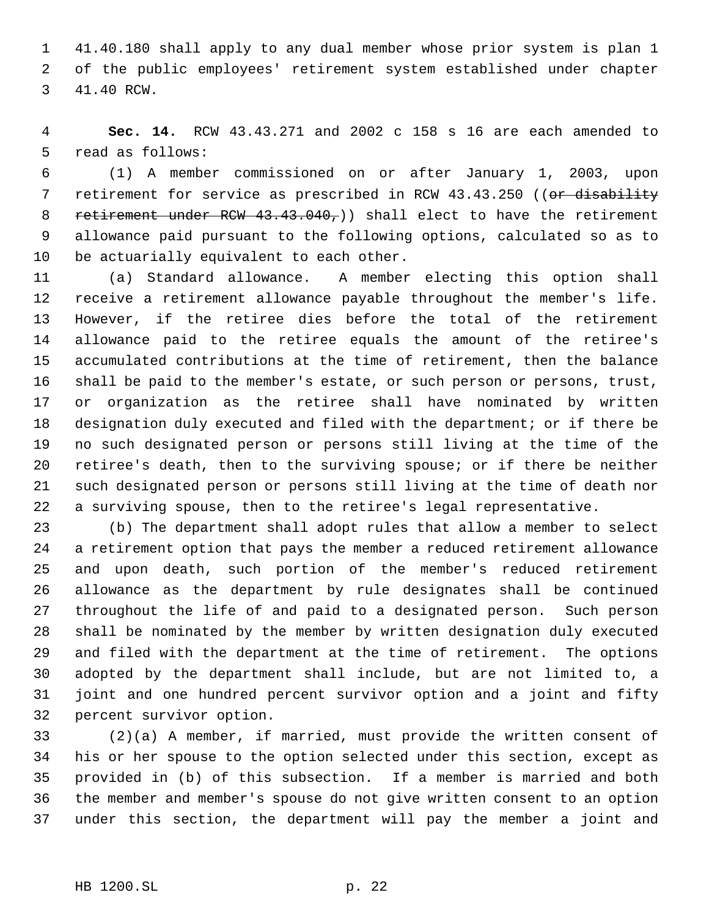41.40.180 shall apply to any dual member whose prior system is plan 1 of the public employees' retirement system established under chapter 41.40 RCW.

**Sec. 14.** RCW 43.43.271 and 2002 c 158 s 16 are each amended to read as follows:

(1) A member commissioned on or after January 1, 2003, upon retirement for service as prescribed in RCW 43.43.250 ((~~or disability retirement under RCW 43.43.040,~~)) shall elect to have the retirement allowance paid pursuant to the following options, calculated so as to be actuarially equivalent to each other.

(a) Standard allowance. A member electing this option shall receive a retirement allowance payable throughout the member's life. However, if the retiree dies before the total of the retirement allowance paid to the retiree equals the amount of the retiree's accumulated contributions at the time of retirement, then the balance shall be paid to the member's estate, or such person or persons, trust, or organization as the retiree shall have nominated by written designation duly executed and filed with the department; or if there be no such designated person or persons still living at the time of the retiree's death, then to the surviving spouse; or if there be neither such designated person or persons still living at the time of death nor a surviving spouse, then to the retiree's legal representative.

(b) The department shall adopt rules that allow a member to select a retirement option that pays the member a reduced retirement allowance and upon death, such portion of the member's reduced retirement allowance as the department by rule designates shall be continued throughout the life of and paid to a designated person. Such person shall be nominated by the member by written designation duly executed and filed with the department at the time of retirement. The options adopted by the department shall include, but are not limited to, a joint and one hundred percent survivor option and a joint and fifty percent survivor option.

(2)(a) A member, if married, must provide the written consent of his or her spouse to the option selected under this section, except as provided in (b) of this subsection. If a member is married and both the member and member's spouse do not give written consent to an option under this section, the department will pay the member a joint and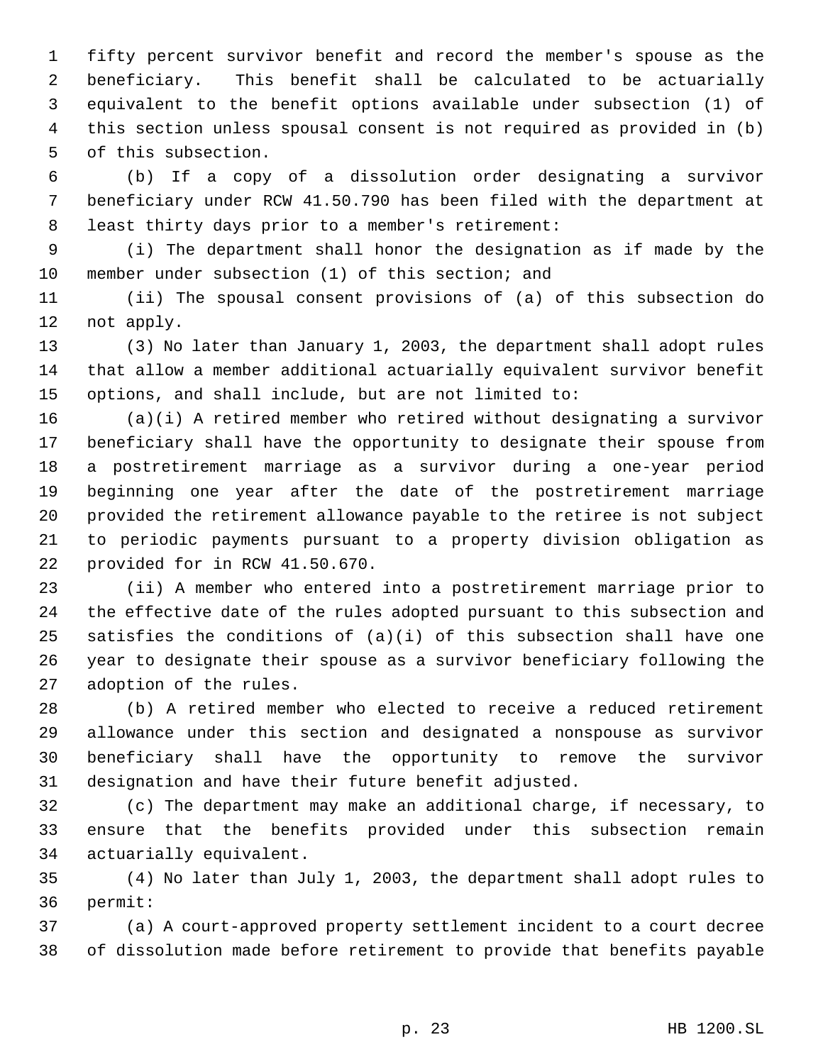fifty percent survivor benefit and record the member's spouse as the beneficiary. This benefit shall be calculated to be actuarially equivalent to the benefit options available under subsection (1) of this section unless spousal consent is not required as provided in (b) of this subsection.

(b) If a copy of a dissolution order designating a survivor beneficiary under RCW 41.50.790 has been filed with the department at least thirty days prior to a member's retirement:

(i) The department shall honor the designation as if made by the member under subsection (1) of this section; and

(ii) The spousal consent provisions of (a) of this subsection do not apply.

(3) No later than January 1, 2003, the department shall adopt rules that allow a member additional actuarially equivalent survivor benefit options, and shall include, but are not limited to:

(a)(i) A retired member who retired without designating a survivor beneficiary shall have the opportunity to designate their spouse from a postretirement marriage as a survivor during a one-year period beginning one year after the date of the postretirement marriage provided the retirement allowance payable to the retiree is not subject to periodic payments pursuant to a property division obligation as provided for in RCW 41.50.670.

(ii) A member who entered into a postretirement marriage prior to the effective date of the rules adopted pursuant to this subsection and satisfies the conditions of (a)(i) of this subsection shall have one year to designate their spouse as a survivor beneficiary following the adoption of the rules.

(b) A retired member who elected to receive a reduced retirement allowance under this section and designated a nonspouse as survivor beneficiary shall have the opportunity to remove the survivor designation and have their future benefit adjusted.

(c) The department may make an additional charge, if necessary, to ensure that the benefits provided under this subsection remain actuarially equivalent.

(4) No later than July 1, 2003, the department shall adopt rules to permit:

(a) A court-approved property settlement incident to a court decree of dissolution made before retirement to provide that benefits payable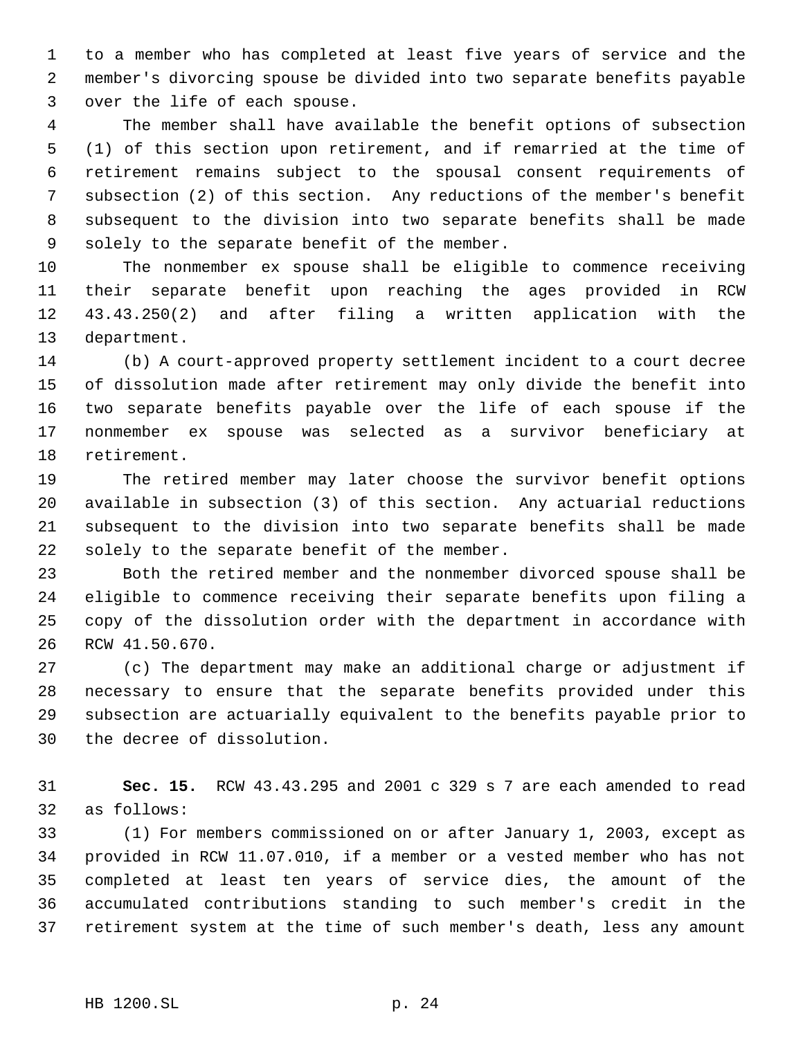to a member who has completed at least five years of service and the member's divorcing spouse be divided into two separate benefits payable over the life of each spouse.

The member shall have available the benefit options of subsection (1) of this section upon retirement, and if remarried at the time of retirement remains subject to the spousal consent requirements of subsection (2) of this section. Any reductions of the member's benefit subsequent to the division into two separate benefits shall be made solely to the separate benefit of the member.

The nonmember ex spouse shall be eligible to commence receiving their separate benefit upon reaching the ages provided in RCW 43.43.250(2) and after filing a written application with the department.

(b) A court-approved property settlement incident to a court decree of dissolution made after retirement may only divide the benefit into two separate benefits payable over the life of each spouse if the nonmember ex spouse was selected as a survivor beneficiary at retirement.

The retired member may later choose the survivor benefit options available in subsection (3) of this section. Any actuarial reductions subsequent to the division into two separate benefits shall be made solely to the separate benefit of the member.

Both the retired member and the nonmember divorced spouse shall be eligible to commence receiving their separate benefits upon filing a copy of the dissolution order with the department in accordance with RCW 41.50.670.

(c) The department may make an additional charge or adjustment if necessary to ensure that the separate benefits provided under this subsection are actuarially equivalent to the benefits payable prior to the decree of dissolution.

**Sec. 15.** RCW 43.43.295 and 2001 c 329 s 7 are each amended to read as follows:

(1) For members commissioned on or after January 1, 2003, except as provided in RCW 11.07.010, if a member or a vested member who has not completed at least ten years of service dies, the amount of the accumulated contributions standing to such member's credit in the retirement system at the time of such member's death, less any amount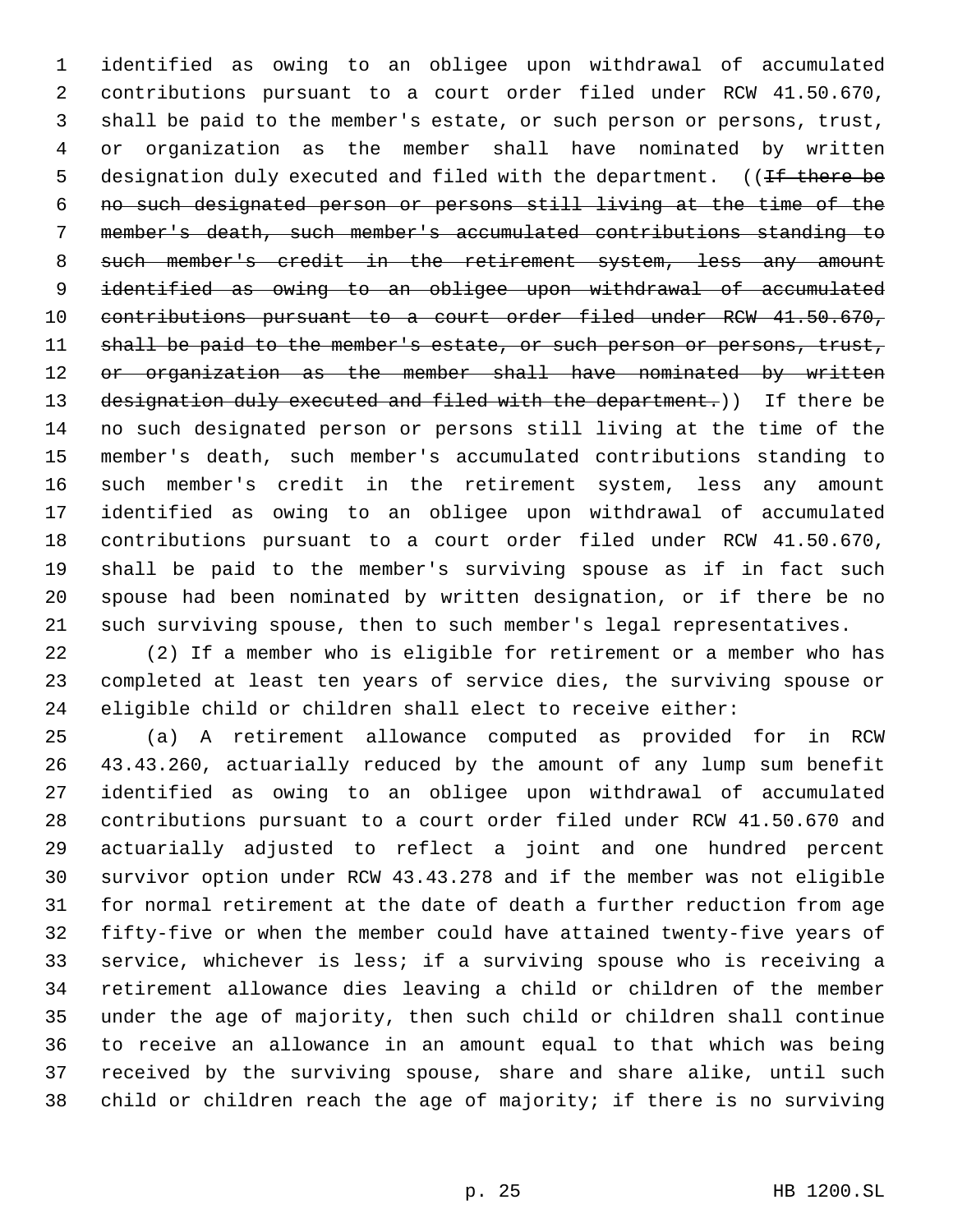identified as owing to an obligee upon withdrawal of accumulated contributions pursuant to a court order filed under RCW 41.50.670, shall be paid to the member's estate, or such person or persons, trust, or organization as the member shall have nominated by written designation duly executed and filed with the department. ((~~If there be no such designated person or persons still living at the time of the member's death, such member's accumulated contributions standing to such member's credit in the retirement system, less any amount identified as owing to an obligee upon withdrawal of accumulated contributions pursuant to a court order filed under RCW 41.50.670, shall be paid to the member's estate, or such person or persons, trust, or organization as the member shall have nominated by written designation duly executed and filed with the department.~~)) If there be no such designated person or persons still living at the time of the member's death, such member's accumulated contributions standing to such member's credit in the retirement system, less any amount identified as owing to an obligee upon withdrawal of accumulated contributions pursuant to a court order filed under RCW 41.50.670, shall be paid to the member's surviving spouse as if in fact such spouse had been nominated by written designation, or if there be no such surviving spouse, then to such member's legal representatives.

(2) If a member who is eligible for retirement or a member who has completed at least ten years of service dies, the surviving spouse or eligible child or children shall elect to receive either:

(a) A retirement allowance computed as provided for in RCW 43.43.260, actuarially reduced by the amount of any lump sum benefit identified as owing to an obligee upon withdrawal of accumulated contributions pursuant to a court order filed under RCW 41.50.670 and actuarially adjusted to reflect a joint and one hundred percent survivor option under RCW 43.43.278 and if the member was not eligible for normal retirement at the date of death a further reduction from age fifty-five or when the member could have attained twenty-five years of service, whichever is less; if a surviving spouse who is receiving a retirement allowance dies leaving a child or children of the member under the age of majority, then such child or children shall continue to receive an allowance in an amount equal to that which was being received by the surviving spouse, share and share alike, until such child or children reach the age of majority; if there is no surviving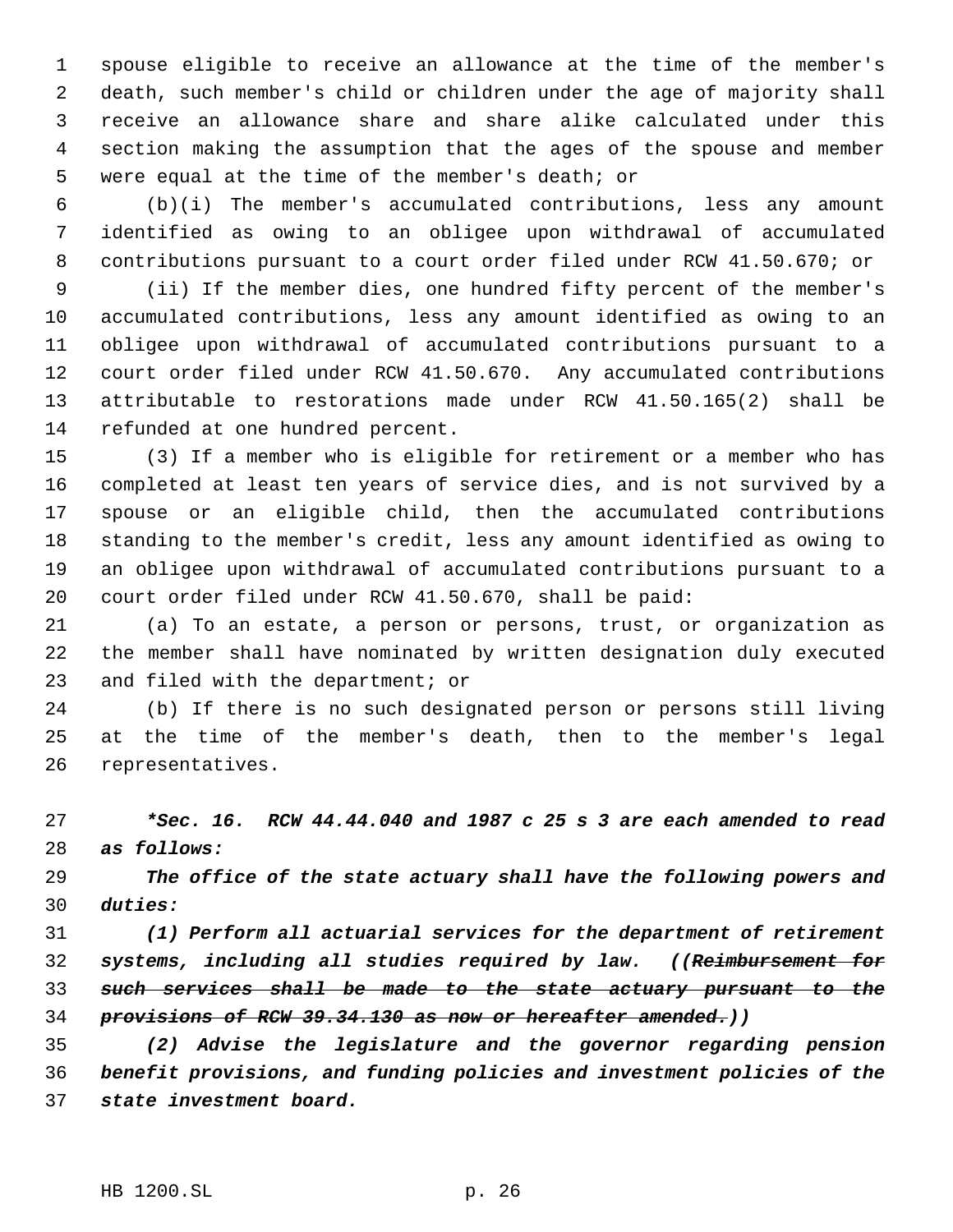spouse eligible to receive an allowance at the time of the member's death, such member's child or children under the age of majority shall receive an allowance share and share alike calculated under this section making the assumption that the ages of the spouse and member were equal at the time of the member's death; or

(b)(i) The member's accumulated contributions, less any amount identified as owing to an obligee upon withdrawal of accumulated contributions pursuant to a court order filed under RCW 41.50.670; or

(ii) If the member dies, one hundred fifty percent of the member's accumulated contributions, less any amount identified as owing to an obligee upon withdrawal of accumulated contributions pursuant to a court order filed under RCW 41.50.670. Any accumulated contributions attributable to restorations made under RCW 41.50.165(2) shall be refunded at one hundred percent.

(3) If a member who is eligible for retirement or a member who has completed at least ten years of service dies, and is not survived by a spouse or an eligible child, then the accumulated contributions standing to the member's credit, less any amount identified as owing to an obligee upon withdrawal of accumulated contributions pursuant to a court order filed under RCW 41.50.670, shall be paid:

(a) To an estate, a person or persons, trust, or organization as the member shall have nominated by written designation duly executed and filed with the department; or

(b) If there is no such designated person or persons still living at the time of the member's death, then to the member's legal representatives.

***Sec. 16. RCW 44.44.040 and 1987 c 25 s 3 are each amended to read as follows:***

***The office of the state actuary shall have the following powers and duties:***

***(1) Perform all actuarial services for the department of retirement systems, including all studies required by law. ((~~Reimbursement for such services shall be made to the state actuary pursuant to the provisions of RCW 39.34.130 as now or hereafter amended.~~))***

***(2) Advise the legislature and the governor regarding pension benefit provisions, and funding policies and investment policies of the state investment board.***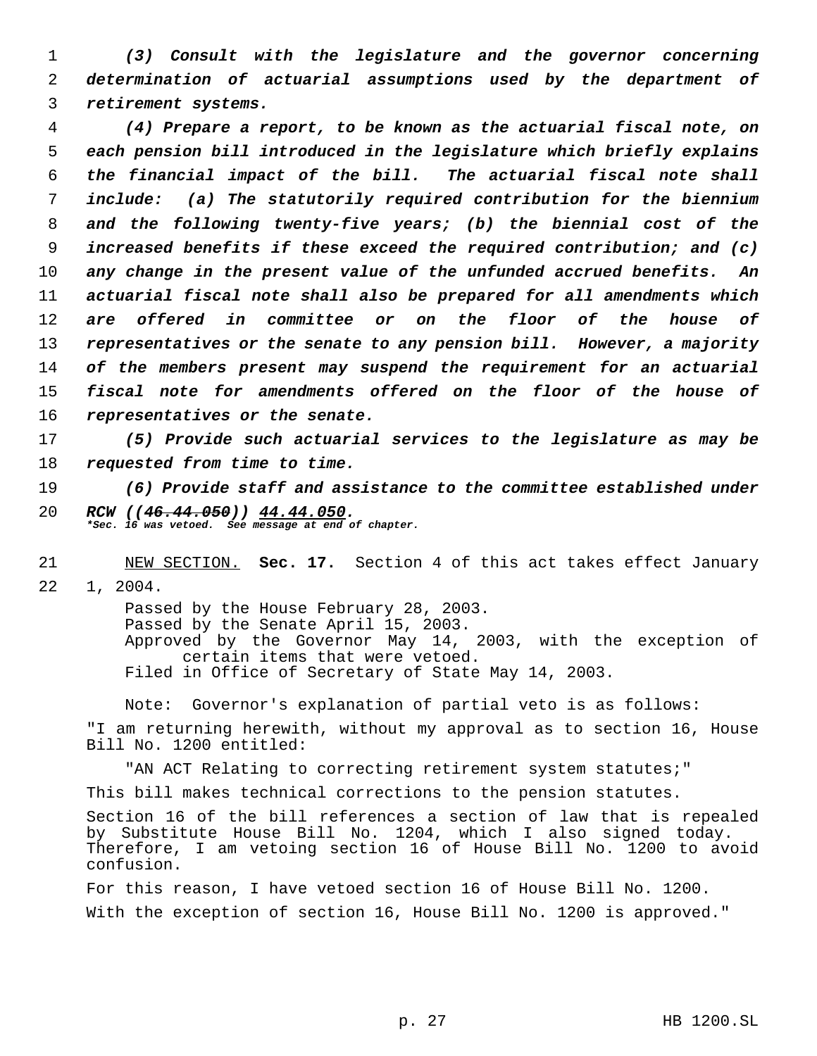*(3) Consult with the legislature and the governor concerning determination of actuarial assumptions used by the department of retirement systems.*

*(4) Prepare a report, to be known as the actuarial fiscal note, on each pension bill introduced in the legislature which briefly explains the financial impact of the bill. The actuarial fiscal note shall include: (a) The statutorily required contribution for the biennium and the following twenty-five years; (b) the biennial cost of the increased benefits if these exceed the required contribution; and (c) any change in the present value of the unfunded accrued benefits. An actuarial fiscal note shall also be prepared for all amendments which are offered in committee or on the floor of the house of representatives or the senate to any pension bill. However, a majority of the members present may suspend the requirement for an actuarial fiscal note for amendments offered on the floor of the house of representatives or the senate.*

*(5) Provide such actuarial services to the legislature as may be requested from time to time.*

*(6) Provide staff and assistance to the committee established under RCW ((~~46.44.050~~)) 44.44.050.*

*\*Sec. 16 was vetoed. See message at end of chapter.*

NEW SECTION. **Sec. 17.** Section 4 of this act takes effect January 1, 2004.

Passed by the House February 28, 2003.
Passed by the Senate April 15, 2003.
Approved by the Governor May 14, 2003, with the exception of certain items that were vetoed.
Filed in Office of Secretary of State May 14, 2003.

Note: Governor's explanation of partial veto is as follows:

"I am returning herewith, without my approval as to section 16, House Bill No. 1200 entitled:

"AN ACT Relating to correcting retirement system statutes;"

This bill makes technical corrections to the pension statutes.

Section 16 of the bill references a section of law that is repealed by Substitute House Bill No. 1204, which I also signed today. Therefore, I am vetoing section 16 of House Bill No. 1200 to avoid confusion.

For this reason, I have vetoed section 16 of House Bill No. 1200.

With the exception of section 16, House Bill No. 1200 is approved."